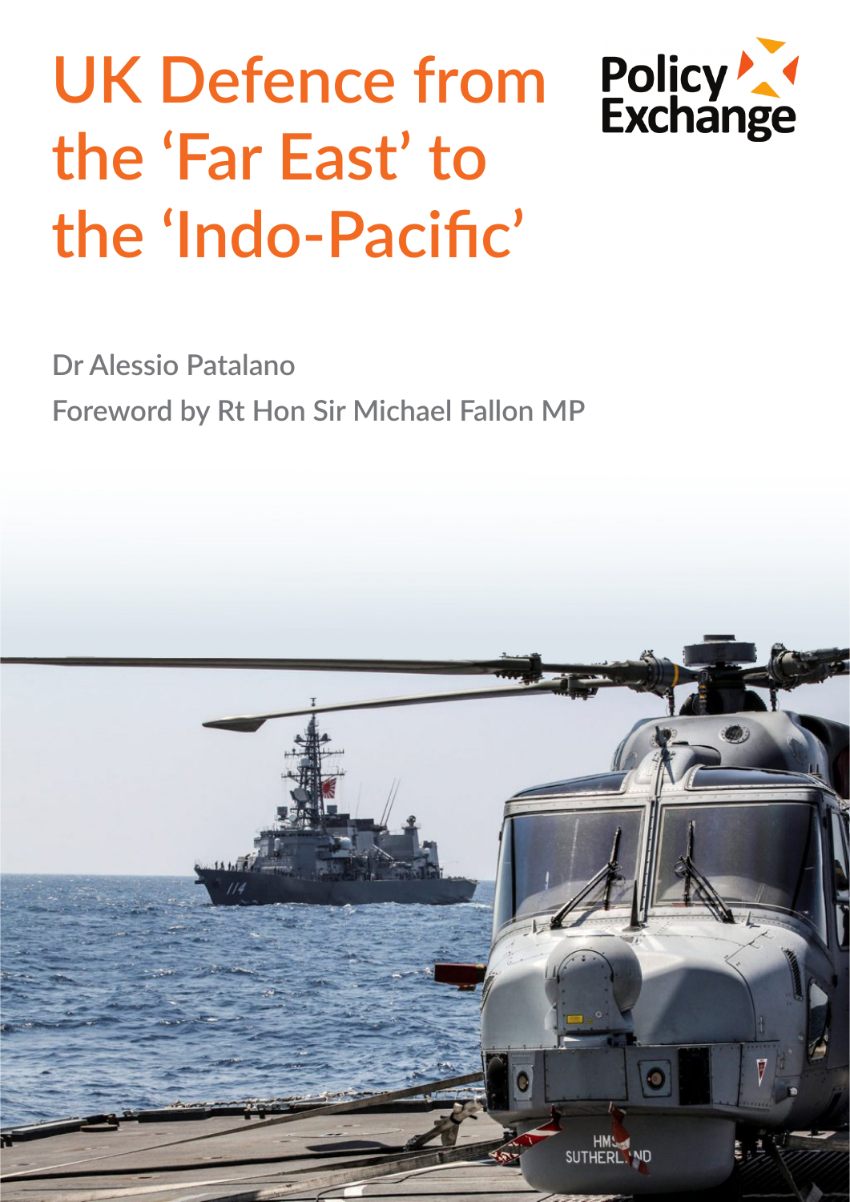# UK Defence from the 'Far East' to the 'Indo-Pacific'

Policy Exchange

Dr Alessio Patalano

Foreword by Rt Hon Sir Michael Fallon MP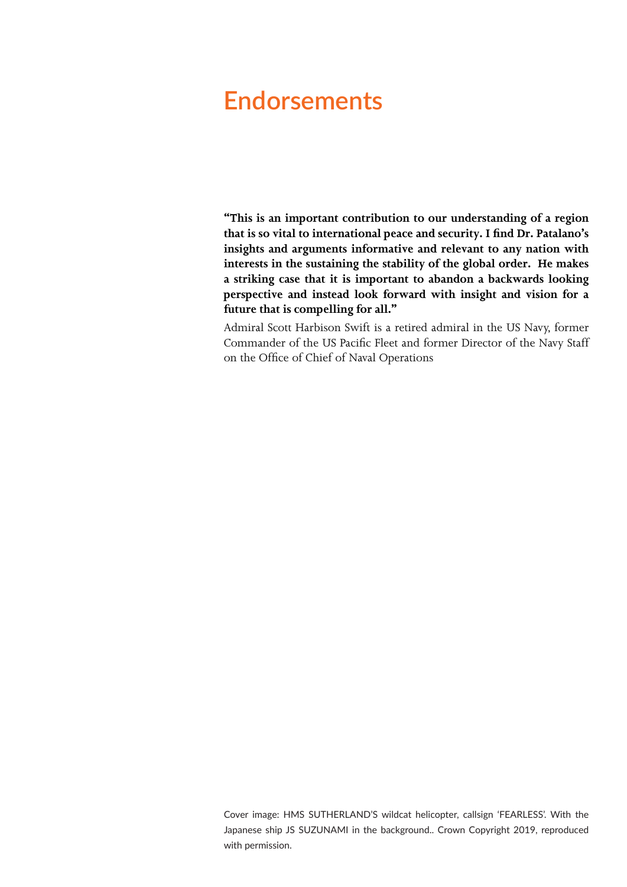# Endorsements

**"This is an important contribution to our understanding of a region that is so vital to international peace and security. I find Dr. Patalano's insights and arguments informative and relevant to any nation with interests in the sustaining the stability of the global order. He makes a striking case that it is important to abandon a backwards looking perspective and instead look forward with insight and vision for a future that is compelling for all."**

Admiral Scott Harbison Swift is a retired admiral in the US Navy, former Commander of the US Pacific Fleet and former Director of the Navy Staff on the Office of Chief of Naval Operations

Cover image: HMS SUTHERLAND'S wildcat helicopter, callsign 'FEARLESS'. With the Japanese ship JS SUZUNAMI in the background.. Crown Copyright 2019, reproduced with permission.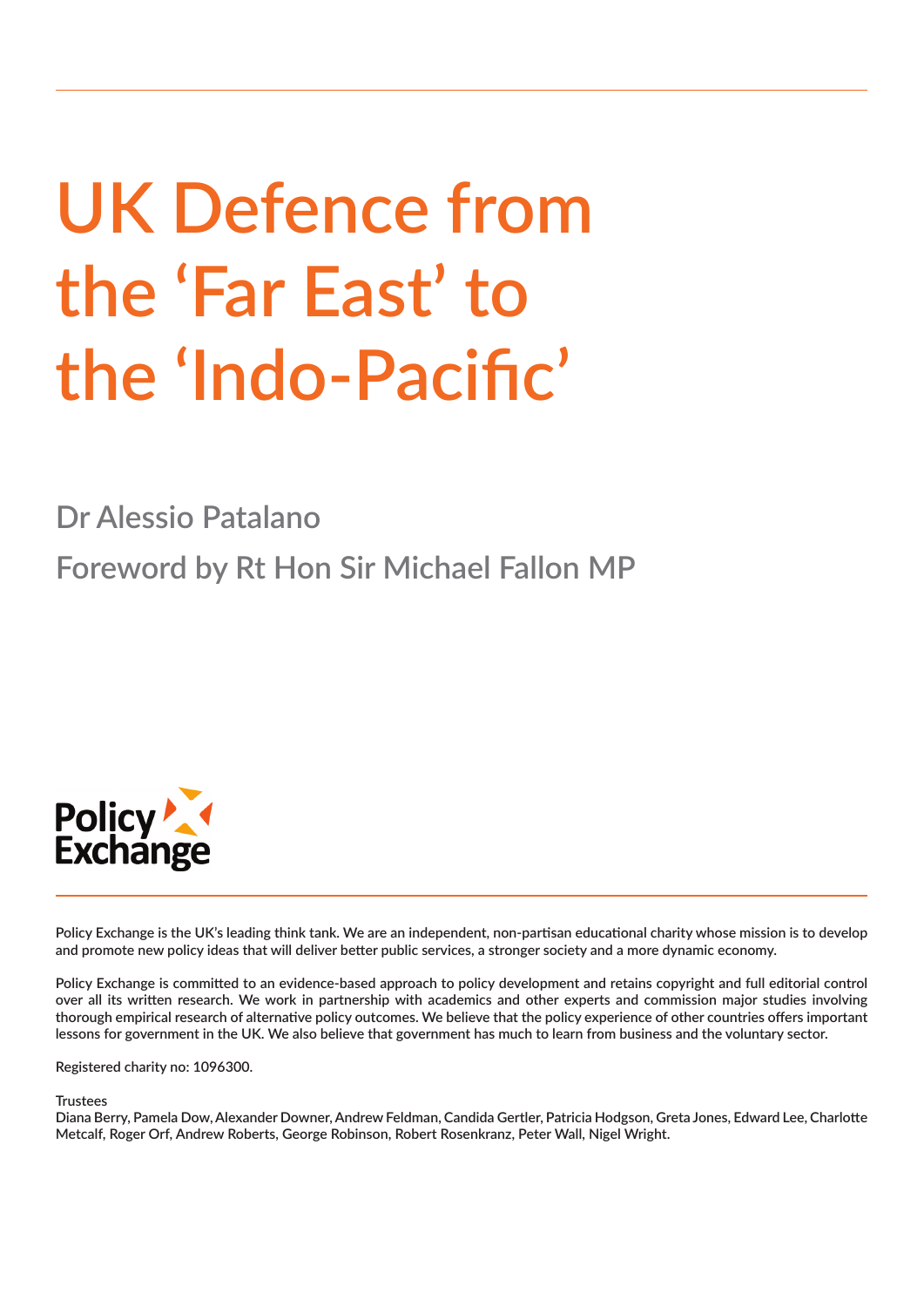# UK Defence from the 'Far East' to the 'Indo-Pacific'

Dr Alessio Patalano

Foreword by Rt Hon Sir Michael Fallon MP

Policy Exchange

Policy Exchange is the UK's leading think tank. We are an independent, non-partisan educational charity whose mission is to develop and promote new policy ideas that will deliver better public services, a stronger society and a more dynamic economy.

Policy Exchange is committed to an evidence-based approach to policy development and retains copyright and full editorial control over all its written research. We work in partnership with academics and other experts and commission major studies involving thorough empirical research of alternative policy outcomes. We believe that the policy experience of other countries offers important lessons for government in the UK. We also believe that government has much to learn from business and the voluntary sector.

Registered charity no: 1096300.

Trustees

Diana Berry, Pamela Dow, Alexander Downer, Andrew Feldman, Candida Gertler, Patricia Hodgson, Greta Jones, Edward Lee, Charlotte Metcalf, Roger Orf, Andrew Roberts, George Robinson, Robert Rosenkranz, Peter Wall, Nigel Wright.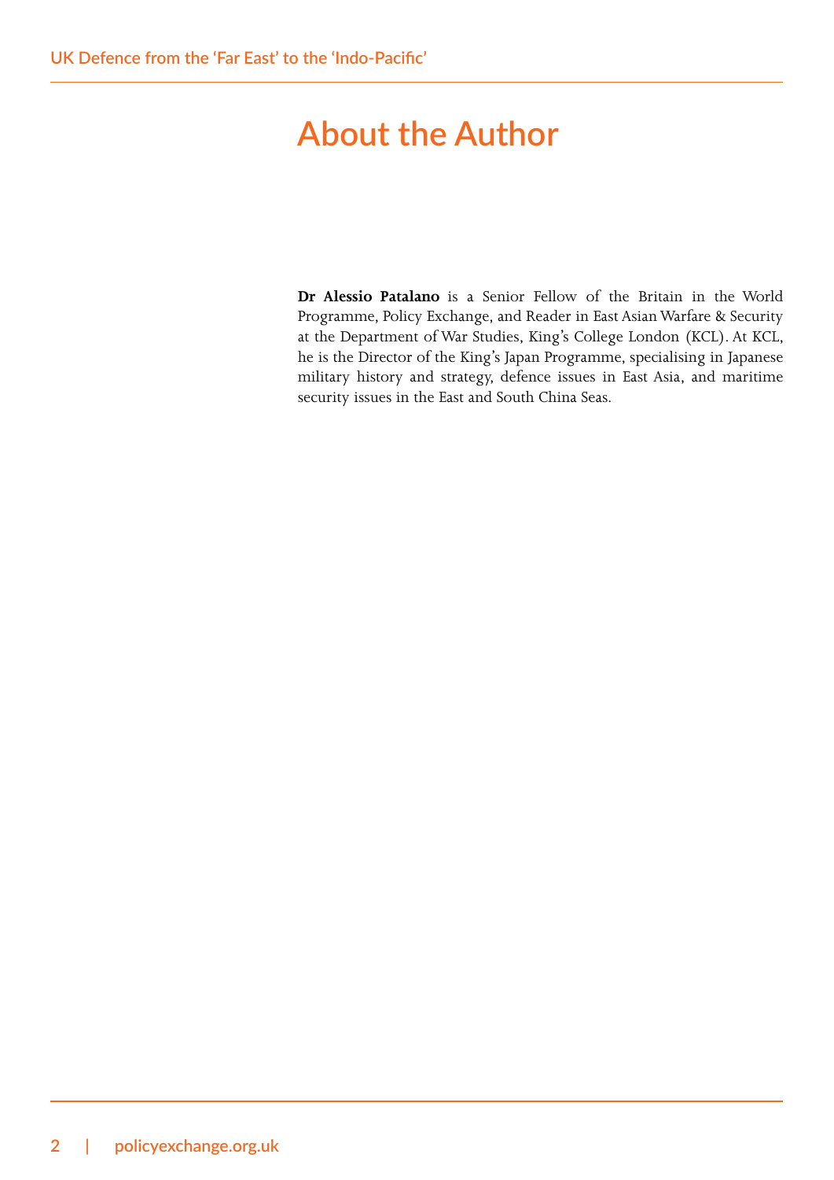# About the Author

**Dr Alessio Patalano** is a Senior Fellow of the Britain in the World Programme, Policy Exchange, and Reader in East Asian Warfare & Security at the Department of War Studies, King's College London (KCL). At KCL, he is the Director of the King's Japan Programme, specialising in Japanese military history and strategy, defence issues in East Asia, and maritime security issues in the East and South China Seas.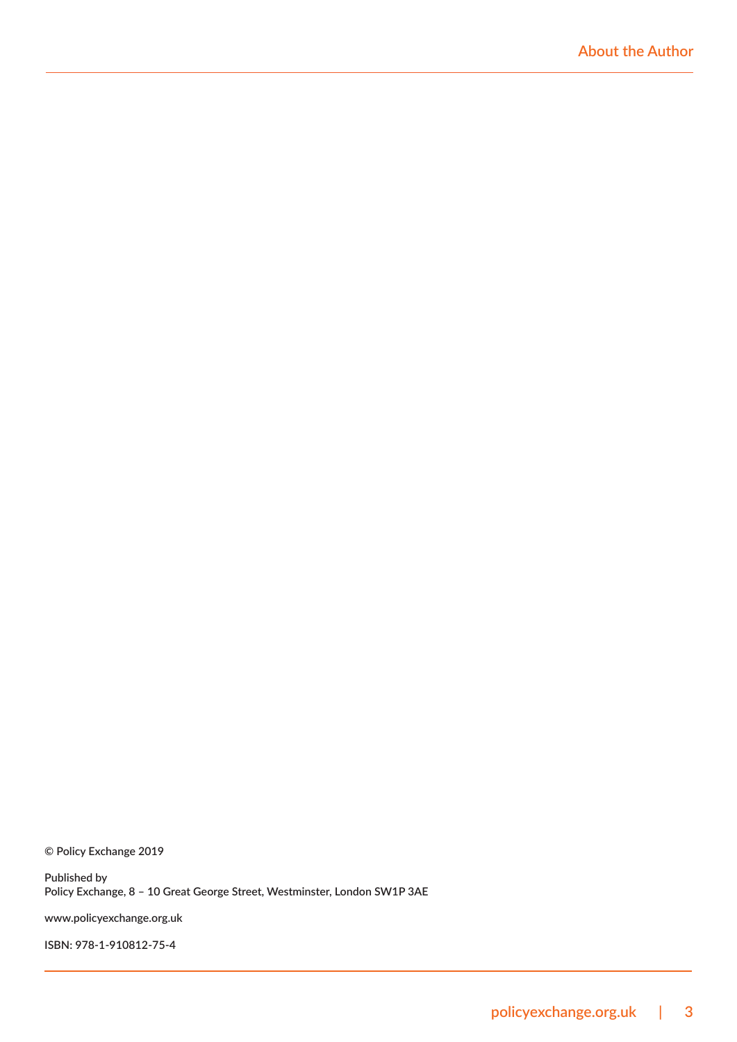© Policy Exchange 2019

Published by
Policy Exchange, 8 – 10 Great George Street, Westminster, London SW1P 3AE

www.policyexchange.org.uk

ISBN: 978-1-910812-75-4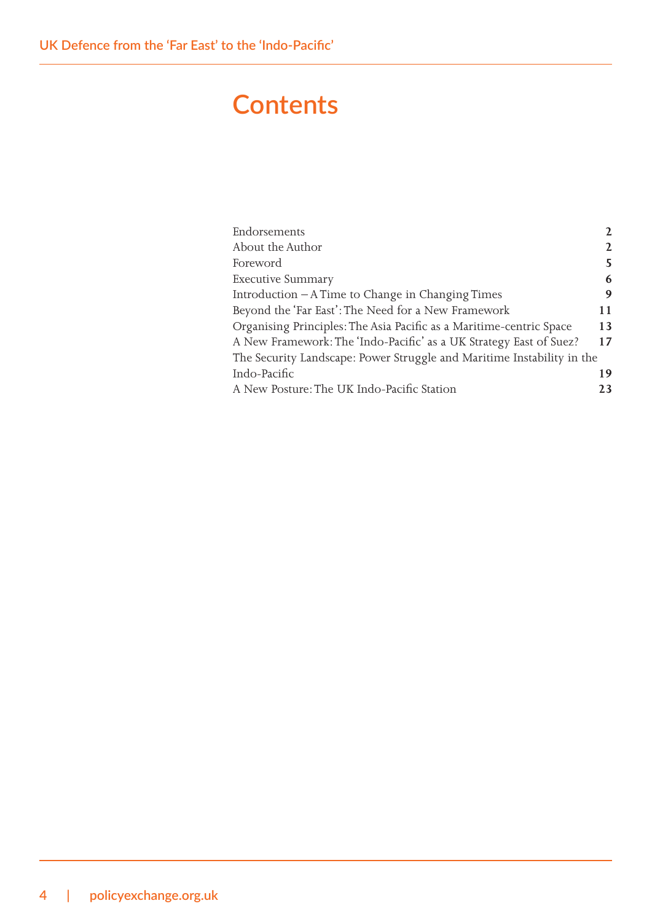# Contents

| | |
|---|---|
| Endorsements | 2 |
| About the Author | 2 |
| Foreword | 5 |
| Executive Summary | 6 |
| Introduction – A Time to Change in Changing Times | 9 |
| Beyond the 'Far East': The Need for a New Framework | 11 |
| Organising Principles: The Asia Pacific as a Maritime-centric Space | 13 |
| A New Framework: The 'Indo-Pacific' as a UK Strategy East of Suez? | 17 |
| The Security Landscape: Power Struggle and Maritime Instability in the Indo-Pacific | 19 |
| A New Posture: The UK Indo-Pacific Station | 23 |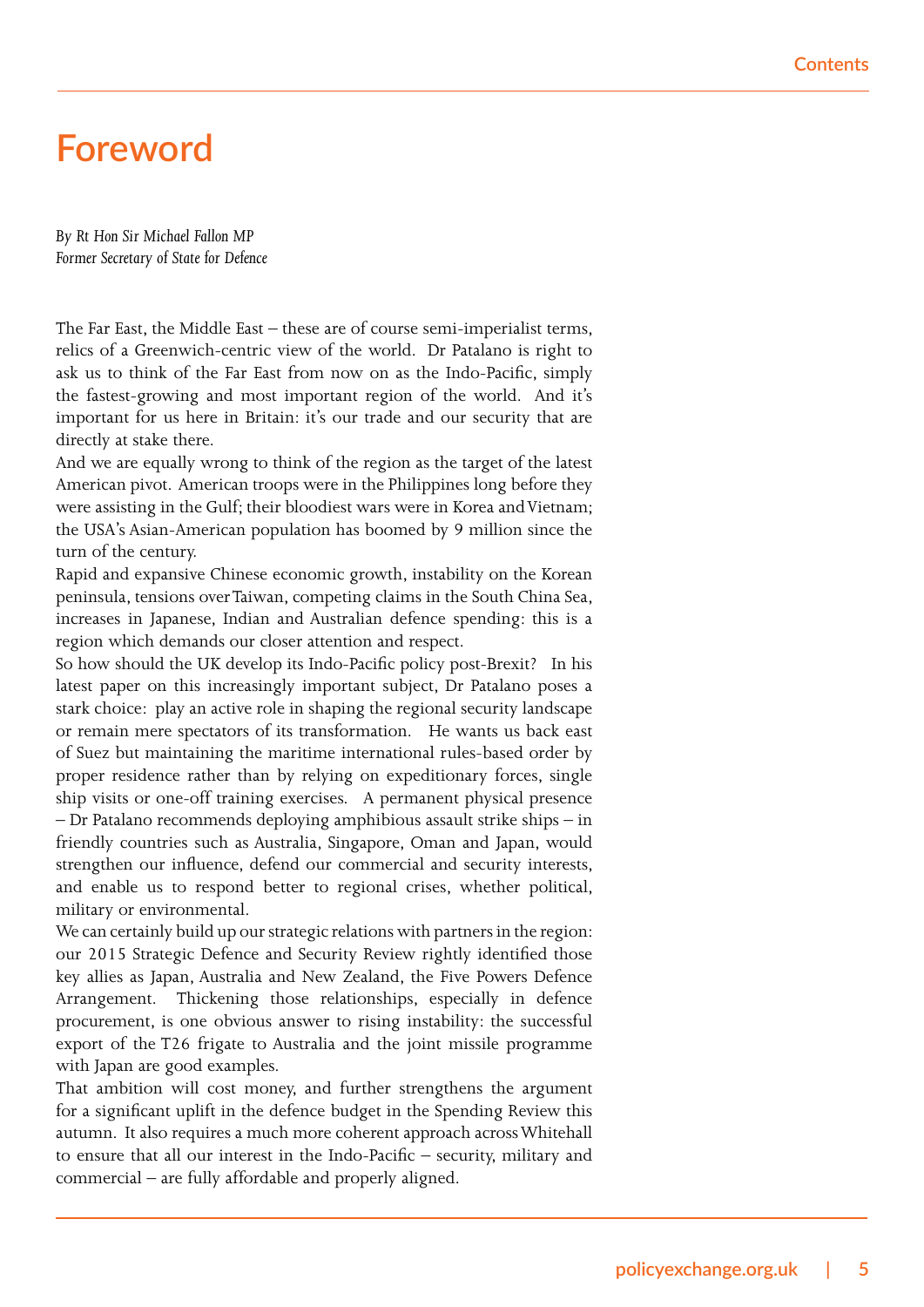# Foreword

*By Rt Hon Sir Michael Fallon MP*
*Former Secretary of State for Defence*

The Far East, the Middle East – these are of course semi-imperialist terms, relics of a Greenwich-centric view of the world. Dr Patalano is right to ask us to think of the Far East from now on as the Indo-Pacific, simply the fastest-growing and most important region of the world. And it's important for us here in Britain: it's our trade and our security that are directly at stake there.

And we are equally wrong to think of the region as the target of the latest American pivot. American troops were in the Philippines long before they were assisting in the Gulf; their bloodiest wars were in Korea and Vietnam; the USA's Asian-American population has boomed by 9 million since the turn of the century.

Rapid and expansive Chinese economic growth, instability on the Korean peninsula, tensions over Taiwan, competing claims in the South China Sea, increases in Japanese, Indian and Australian defence spending: this is a region which demands our closer attention and respect.

So how should the UK develop its Indo-Pacific policy post-Brexit? In his latest paper on this increasingly important subject, Dr Patalano poses a stark choice: play an active role in shaping the regional security landscape or remain mere spectators of its transformation. He wants us back east of Suez but maintaining the maritime international rules-based order by proper residence rather than by relying on expeditionary forces, single ship visits or one-off training exercises. A permanent physical presence – Dr Patalano recommends deploying amphibious assault strike ships – in friendly countries such as Australia, Singapore, Oman and Japan, would strengthen our influence, defend our commercial and security interests, and enable us to respond better to regional crises, whether political, military or environmental.

We can certainly build up our strategic relations with partners in the region: our 2015 Strategic Defence and Security Review rightly identified those key allies as Japan, Australia and New Zealand, the Five Powers Defence Arrangement. Thickening those relationships, especially in defence procurement, is one obvious answer to rising instability: the successful export of the T26 frigate to Australia and the joint missile programme with Japan are good examples.

That ambition will cost money, and further strengthens the argument for a significant uplift in the defence budget in the Spending Review this autumn. It also requires a much more coherent approach across Whitehall to ensure that all our interest in the Indo-Pacific – security, military and commercial – are fully affordable and properly aligned.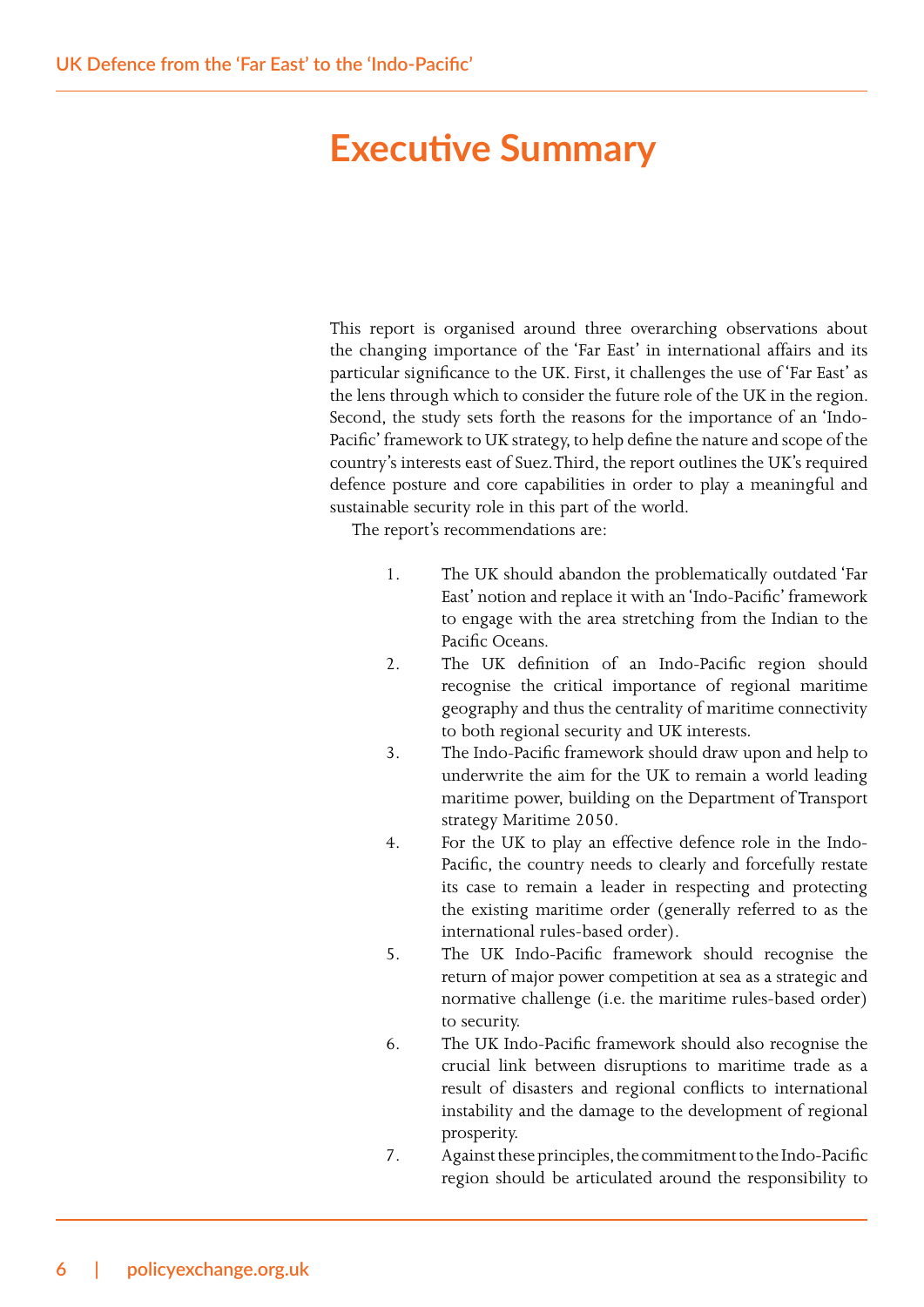# Executive Summary

This report is organised around three overarching observations about the changing importance of the 'Far East' in international affairs and its particular significance to the UK. First, it challenges the use of 'Far East' as the lens through which to consider the future role of the UK in the region. Second, the study sets forth the reasons for the importance of an 'Indo-Pacific' framework to UK strategy, to help define the nature and scope of the country's interests east of Suez. Third, the report outlines the UK's required defence posture and core capabilities in order to play a meaningful and sustainable security role in this part of the world.

The report's recommendations are:

1. The UK should abandon the problematically outdated 'Far East' notion and replace it with an 'Indo-Pacific' framework to engage with the area stretching from the Indian to the Pacific Oceans.
2. The UK definition of an Indo-Pacific region should recognise the critical importance of regional maritime geography and thus the centrality of maritime connectivity to both regional security and UK interests.
3. The Indo-Pacific framework should draw upon and help to underwrite the aim for the UK to remain a world leading maritime power, building on the Department of Transport strategy Maritime 2050.
4. For the UK to play an effective defence role in the Indo-Pacific, the country needs to clearly and forcefully restate its case to remain a leader in respecting and protecting the existing maritime order (generally referred to as the international rules-based order).
5. The UK Indo-Pacific framework should recognise the return of major power competition at sea as a strategic and normative challenge (i.e. the maritime rules-based order) to security.
6. The UK Indo-Pacific framework should also recognise the crucial link between disruptions to maritime trade as a result of disasters and regional conflicts to international instability and the damage to the development of regional prosperity.
7. Against these principles, the commitment to the Indo-Pacific region should be articulated around the responsibility to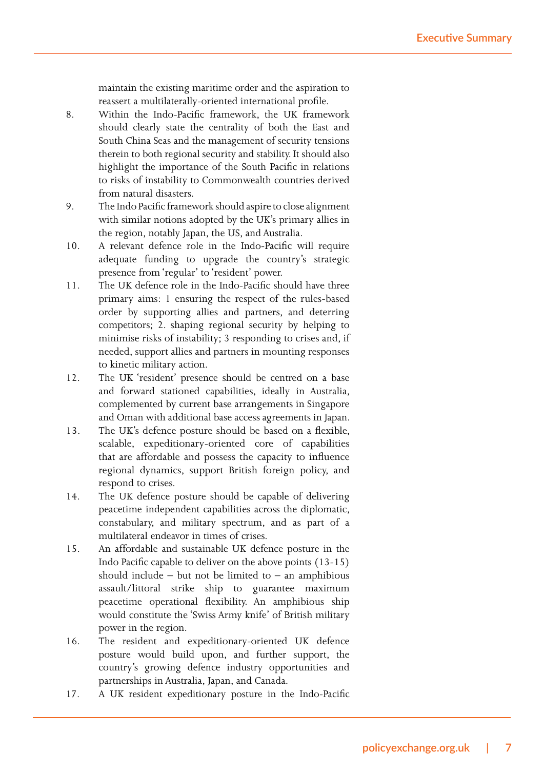maintain the existing maritime order and the aspiration to reassert a multilaterally-oriented international profile.

8. Within the Indo-Pacific framework, the UK framework should clearly state the centrality of both the East and South China Seas and the management of security tensions therein to both regional security and stability. It should also highlight the importance of the South Pacific in relations to risks of instability to Commonwealth countries derived from natural disasters.
9. The Indo Pacific framework should aspire to close alignment with similar notions adopted by the UK's primary allies in the region, notably Japan, the US, and Australia.
10. A relevant defence role in the Indo-Pacific will require adequate funding to upgrade the country's strategic presence from 'regular' to 'resident' power.
11. The UK defence role in the Indo-Pacific should have three primary aims: 1 ensuring the respect of the rules-based order by supporting allies and partners, and deterring competitors; 2. shaping regional security by helping to minimise risks of instability; 3 responding to crises and, if needed, support allies and partners in mounting responses to kinetic military action.
12. The UK 'resident' presence should be centred on a base and forward stationed capabilities, ideally in Australia, complemented by current base arrangements in Singapore and Oman with additional base access agreements in Japan.
13. The UK's defence posture should be based on a flexible, scalable, expeditionary-oriented core of capabilities that are affordable and possess the capacity to influence regional dynamics, support British foreign policy, and respond to crises.
14. The UK defence posture should be capable of delivering peacetime independent capabilities across the diplomatic, constabulary, and military spectrum, and as part of a multilateral endeavor in times of crises.
15. An affordable and sustainable UK defence posture in the Indo Pacific capable to deliver on the above points (13-15) should include – but not be limited to – an amphibious assault/littoral strike ship to guarantee maximum peacetime operational flexibility. An amphibious ship would constitute the 'Swiss Army knife' of British military power in the region.
16. The resident and expeditionary-oriented UK defence posture would build upon, and further support, the country's growing defence industry opportunities and partnerships in Australia, Japan, and Canada.
17. A UK resident expeditionary posture in the Indo-Pacific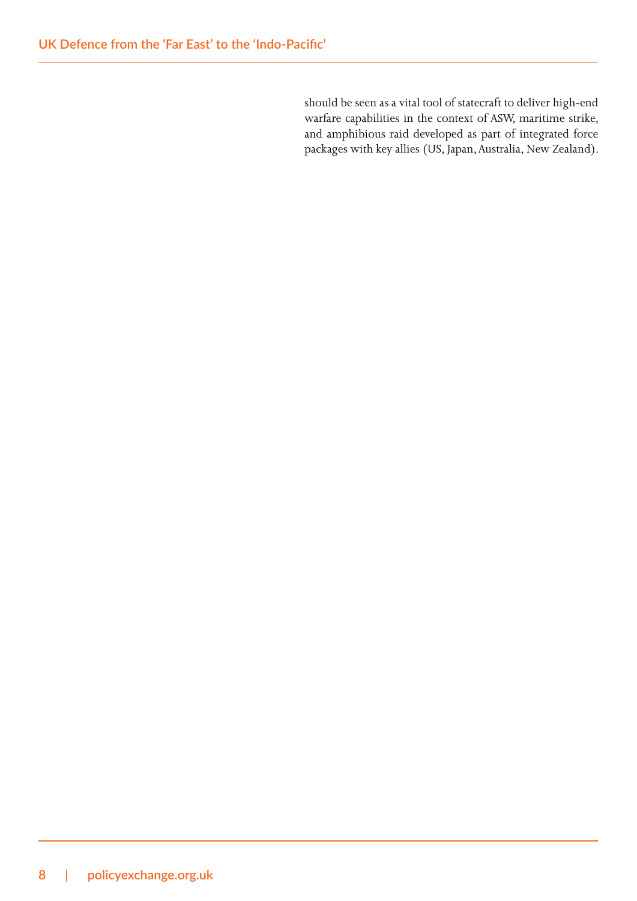should be seen as a vital tool of statecraft to deliver high-end warfare capabilities in the context of ASW, maritime strike, and amphibious raid developed as part of integrated force packages with key allies (US, Japan, Australia, New Zealand).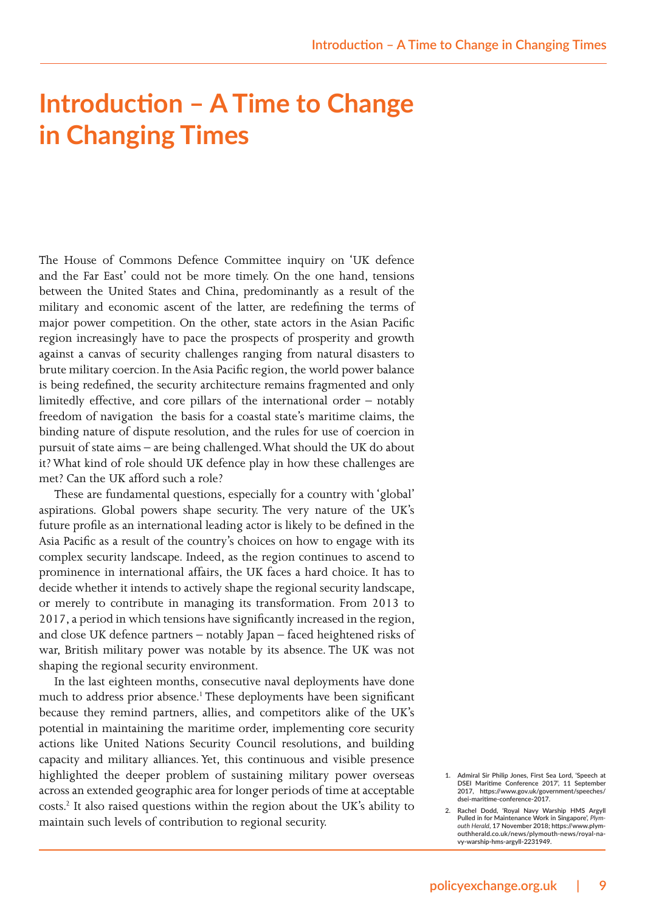# Introduction – A Time to Change in Changing Times

The House of Commons Defence Committee inquiry on 'UK defence and the Far East' could not be more timely. On the one hand, tensions between the United States and China, predominantly as a result of the military and economic ascent of the latter, are redefining the terms of major power competition. On the other, state actors in the Asian Pacific region increasingly have to pace the prospects of prosperity and growth against a canvas of security challenges ranging from natural disasters to brute military coercion. In the Asia Pacific region, the world power balance is being redefined, the security architecture remains fragmented and only limitedly effective, and core pillars of the international order – notably freedom of navigation  the basis for a coastal state's maritime claims, the binding nature of dispute resolution, and the rules for use of coercion in pursuit of state aims – are being challenged. What should the UK do about it? What kind of role should UK defence play in how these challenges are met? Can the UK afford such a role?

These are fundamental questions, especially for a country with 'global' aspirations. Global powers shape security. The very nature of the UK's future profile as an international leading actor is likely to be defined in the Asia Pacific as a result of the country's choices on how to engage with its complex security landscape. Indeed, as the region continues to ascend to prominence in international affairs, the UK faces a hard choice. It has to decide whether it intends to actively shape the regional security landscape, or merely to contribute in managing its transformation. From 2013 to 2017, a period in which tensions have significantly increased in the region, and close UK defence partners – notably Japan – faced heightened risks of war, British military power was notable by its absence. The UK was not shaping the regional security environment.

In the last eighteen months, consecutive naval deployments have done much to address prior absence.[1] These deployments have been significant because they remind partners, allies, and competitors alike of the UK's potential in maintaining the maritime order, implementing core security actions like United Nations Security Council resolutions, and building capacity and military alliances. Yet, this continuous and visible presence highlighted the deeper problem of sustaining military power overseas across an extended geographic area for longer periods of time at acceptable costs.[2] It also raised questions within the region about the UK's ability to maintain such levels of contribution to regional security.

1. Admiral Sir Philip Jones, First Sea Lord, 'Speech at DSEI Maritime Conference 2017', 11 September 2017, https://www.gov.uk/government/speeches/dsei-maritime-conference-2017.
2. Rachel Dodd, 'Royal Navy Warship HMS Argyll Pulled in for Maintenance Work in Singapore', *Plymouth Herald*, 17 November 2018; https://www.plymouthherald.co.uk/news/plymouth-news/royal-navy-warship-hms-argyll-2231949.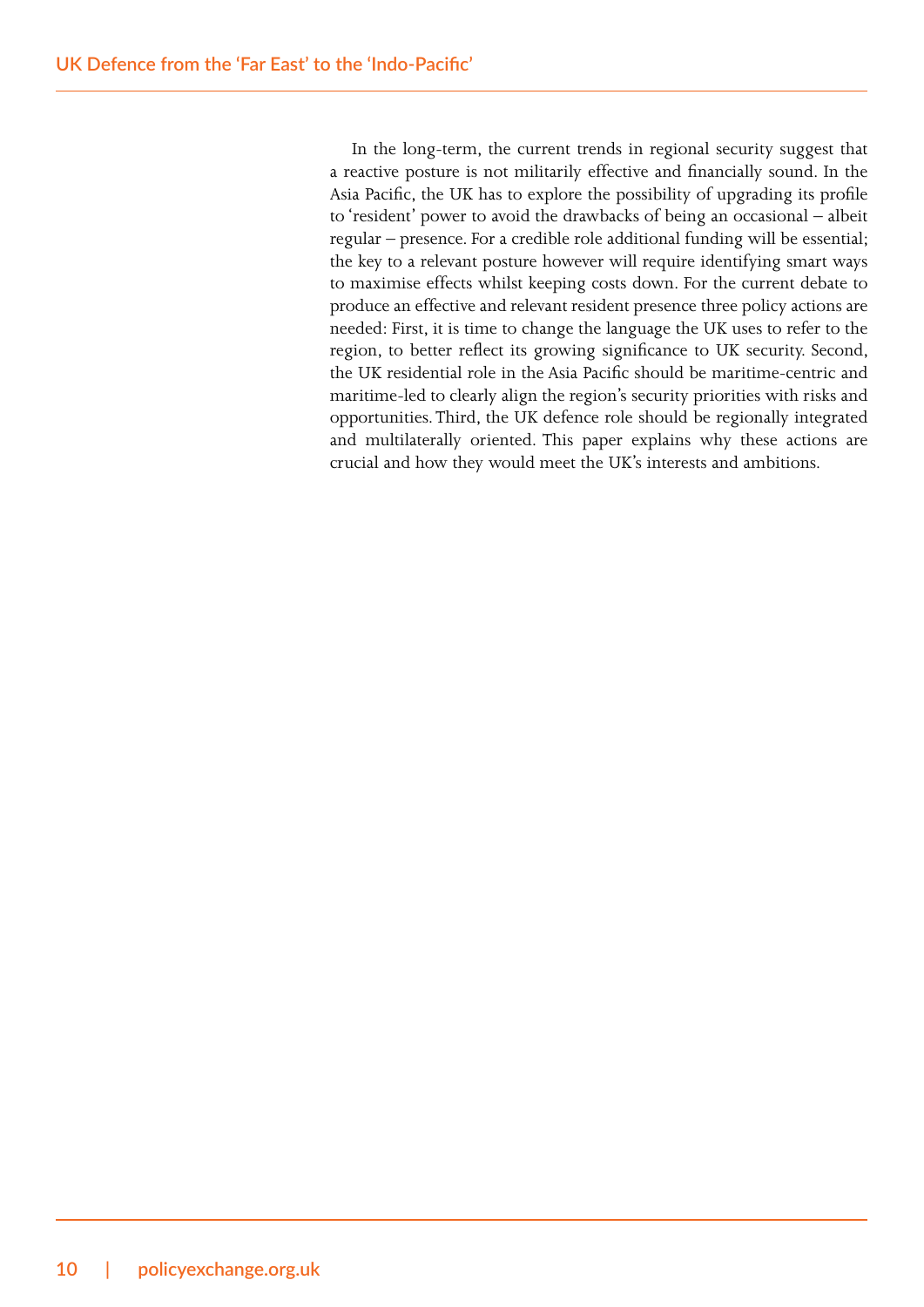In the long-term, the current trends in regional security suggest that a reactive posture is not militarily effective and financially sound. In the Asia Pacific, the UK has to explore the possibility of upgrading its profile to 'resident' power to avoid the drawbacks of being an occasional – albeit regular – presence. For a credible role additional funding will be essential; the key to a relevant posture however will require identifying smart ways to maximise effects whilst keeping costs down. For the current debate to produce an effective and relevant resident presence three policy actions are needed: First, it is time to change the language the UK uses to refer to the region, to better reflect its growing significance to UK security. Second, the UK residential role in the Asia Pacific should be maritime-centric and maritime-led to clearly align the region's security priorities with risks and opportunities. Third, the UK defence role should be regionally integrated and multilaterally oriented. This paper explains why these actions are crucial and how they would meet the UK's interests and ambitions.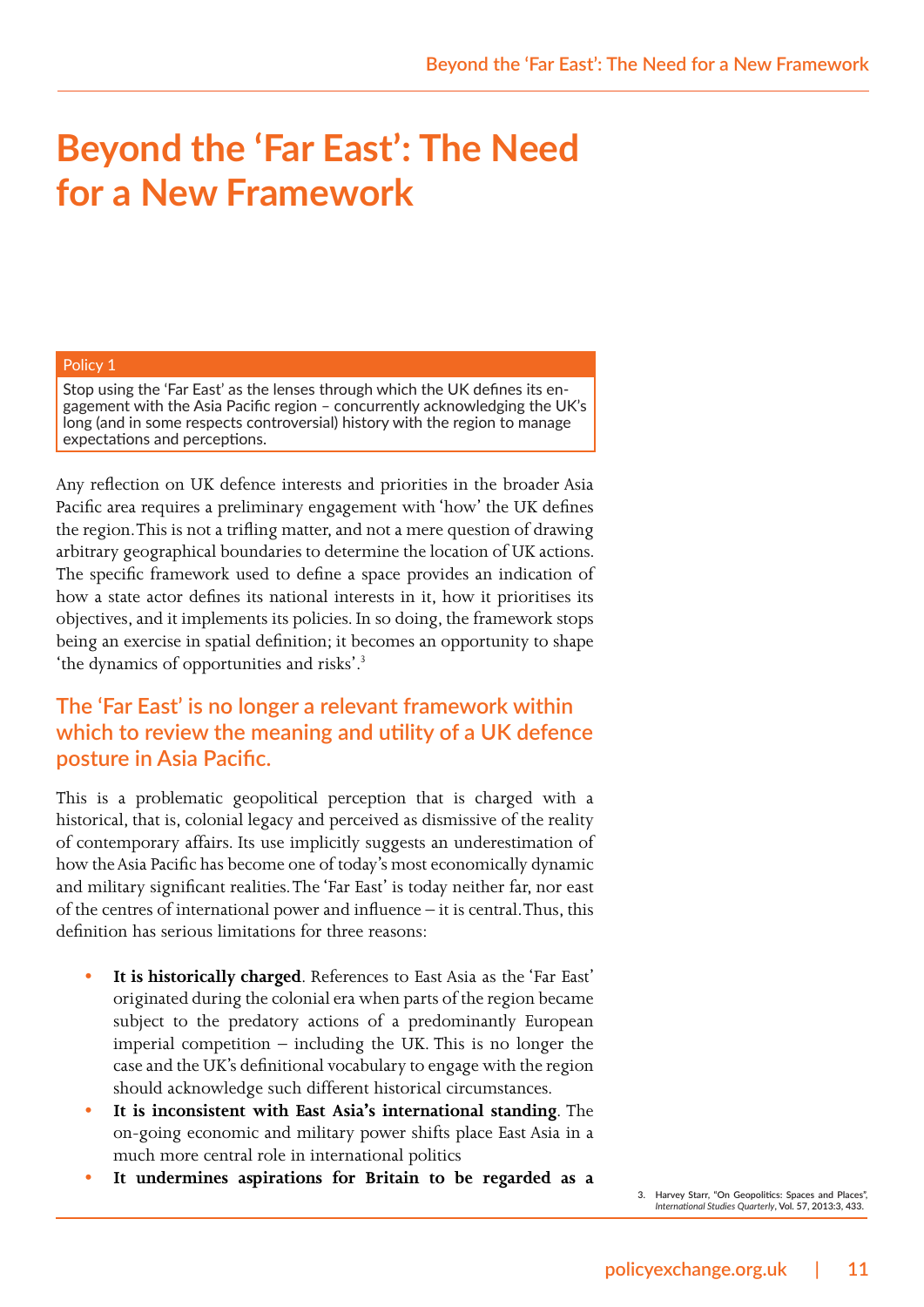# Beyond the 'Far East': The Need for a New Framework

**Policy 1**

Stop using the 'Far East' as the lenses through which the UK defines its engagement with the Asia Pacific region – concurrently acknowledging the UK's long (and in some respects controversial) history with the region to manage expectations and perceptions.

Any reflection on UK defence interests and priorities in the broader Asia Pacific area requires a preliminary engagement with 'how' the UK defines the region. This is not a trifling matter, and not a mere question of drawing arbitrary geographical boundaries to determine the location of UK actions. The specific framework used to define a space provides an indication of how a state actor defines its national interests in it, how it prioritises its objectives, and it implements its policies. In so doing, the framework stops being an exercise in spatial definition; it becomes an opportunity to shape 'the dynamics of opportunities and risks'.[3]

## The 'Far East' is no longer a relevant framework within which to review the meaning and utility of a UK defence posture in Asia Pacific.

This is a problematic geopolitical perception that is charged with a historical, that is, colonial legacy and perceived as dismissive of the reality of contemporary affairs. Its use implicitly suggests an underestimation of how the Asia Pacific has become one of today's most economically dynamic and military significant realities. The 'Far East' is today neither far, nor east of the centres of international power and influence – it is central. Thus, this definition has serious limitations for three reasons:

- **It is historically charged**. References to East Asia as the 'Far East' originated during the colonial era when parts of the region became subject to the predatory actions of a predominantly European imperial competition – including the UK. This is no longer the case and the UK's definitional vocabulary to engage with the region should acknowledge such different historical circumstances.
- **It is inconsistent with East Asia's international standing**. The on-going economic and military power shifts place East Asia in a much more central role in international politics
- **It undermines aspirations for Britain to be regarded as a**

3. Harvey Starr, "On Geopolitics: Spaces and Places", *International Studies Quarterly*, Vol. 57, 2013:3, 433.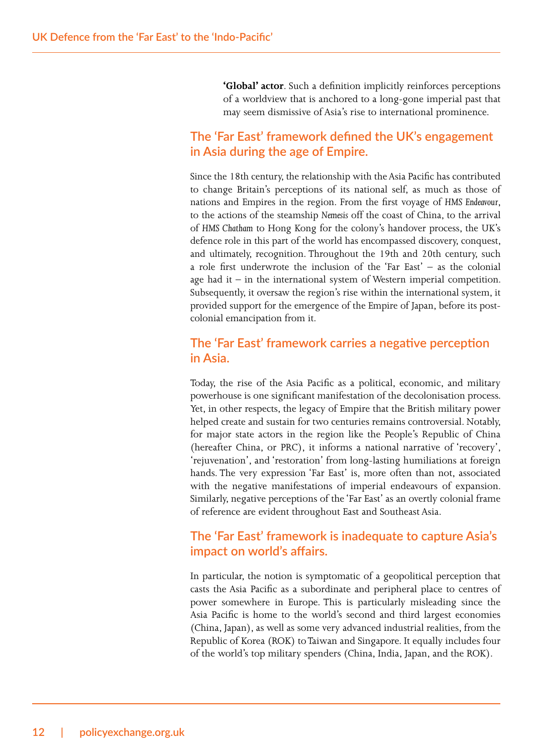**'Global' actor**. Such a definition implicitly reinforces perceptions of a worldview that is anchored to a long-gone imperial past that may seem dismissive of Asia's rise to international prominence.

## The 'Far East' framework defined the UK's engagement in Asia during the age of Empire.

Since the 18th century, the relationship with the Asia Pacific has contributed to change Britain's perceptions of its national self, as much as those of nations and Empires in the region. From the first voyage of *HMS Endeavour*, to the actions of the steamship *Nemesis* off the coast of China, to the arrival of *HMS Chatham* to Hong Kong for the colony's handover process, the UK's defence role in this part of the world has encompassed discovery, conquest, and ultimately, recognition. Throughout the 19th and 20th century, such a role first underwrote the inclusion of the 'Far East' – as the colonial age had it – in the international system of Western imperial competition. Subsequently, it oversaw the region's rise within the international system, it provided support for the emergence of the Empire of Japan, before its post-colonial emancipation from it.

## The 'Far East' framework carries a negative perception in Asia.

Today, the rise of the Asia Pacific as a political, economic, and military powerhouse is one significant manifestation of the decolonisation process. Yet, in other respects, the legacy of Empire that the British military power helped create and sustain for two centuries remains controversial. Notably, for major state actors in the region like the People's Republic of China (hereafter China, or PRC), it informs a national narrative of 'recovery', 'rejuvenation', and 'restoration' from long-lasting humiliations at foreign hands. The very expression 'Far East' is, more often than not, associated with the negative manifestations of imperial endeavours of expansion. Similarly, negative perceptions of the 'Far East' as an overtly colonial frame of reference are evident throughout East and Southeast Asia.

## The 'Far East' framework is inadequate to capture Asia's impact on world's affairs.

In particular, the notion is symptomatic of a geopolitical perception that casts the Asia Pacific as a subordinate and peripheral place to centres of power somewhere in Europe. This is particularly misleading since the Asia Pacific is home to the world's second and third largest economies (China, Japan), as well as some very advanced industrial realities, from the Republic of Korea (ROK) to Taiwan and Singapore. It equally includes four of the world's top military spenders (China, India, Japan, and the ROK).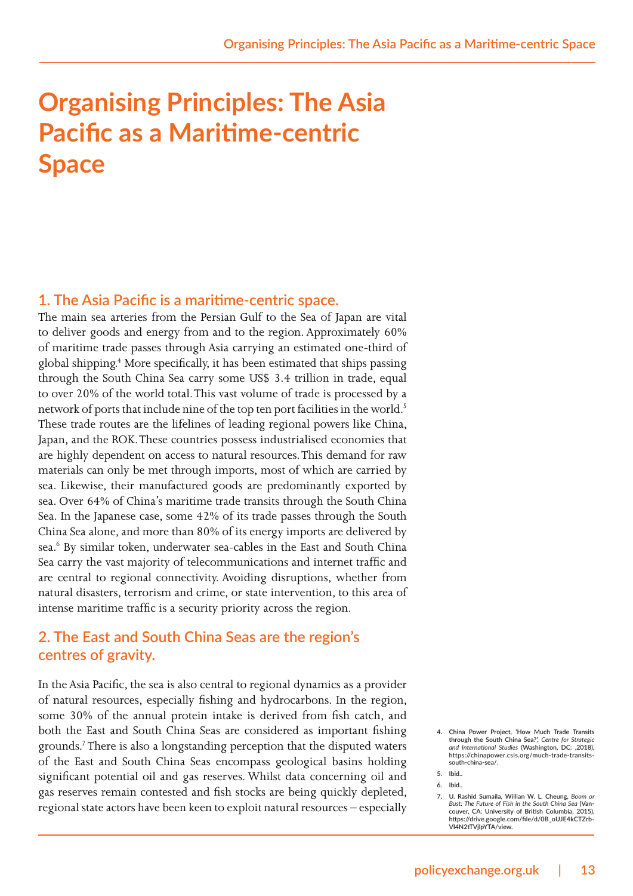# Organising Principles: The Asia Pacific as a Maritime-centric Space

## 1. The Asia Pacific is a maritime-centric space.

The main sea arteries from the Persian Gulf to the Sea of Japan are vital to deliver goods and energy from and to the region. Approximately 60% of maritime trade passes through Asia carrying an estimated one-third of global shipping.[4] More specifically, it has been estimated that ships passing through the South China Sea carry some US$ 3.4 trillion in trade, equal to over 20% of the world total. This vast volume of trade is processed by a network of ports that include nine of the top ten port facilities in the world.[5] These trade routes are the lifelines of leading regional powers like China, Japan, and the ROK. These countries possess industrialised economies that are highly dependent on access to natural resources. This demand for raw materials can only be met through imports, most of which are carried by sea. Likewise, their manufactured goods are predominantly exported by sea. Over 64% of China's maritime trade transits through the South China Sea. In the Japanese case, some 42% of its trade passes through the South China Sea alone, and more than 80% of its energy imports are delivered by sea.[6] By similar token, underwater sea-cables in the East and South China Sea carry the vast majority of telecommunications and internet traffic and are central to regional connectivity. Avoiding disruptions, whether from natural disasters, terrorism and crime, or state intervention, to this area of intense maritime traffic is a security priority across the region.

## 2. The East and South China Seas are the region's centres of gravity.

In the Asia Pacific, the sea is also central to regional dynamics as a provider of natural resources, especially fishing and hydrocarbons. In the region, some 30% of the annual protein intake is derived from fish catch, and both the East and South China Seas are considered as important fishing grounds.[7] There is also a longstanding perception that the disputed waters of the East and South China Seas encompass geological basins holding significant potential oil and gas reserves. Whilst data concerning oil and gas reserves remain contested and fish stocks are being quickly depleted, regional state actors have been keen to exploit natural resources – especially

4. China Power Project, 'How Much Trade Transits through the South China Sea?', *Centre for Strategic and International Studies* (Washington, DC: ,2018), https://chinapower.csis.org/much-trade-transits-south-china-sea/.
5. Ibid..
6. Ibid..
7. U. Rashid Sumaila, Willian W. L. Cheung, *Boom or Bust: The Future of Fish in the South China Sea* (Vancouver, CA: University of British Columbia, 2015), https://drive.google.com/file/d/0B_oUJE4kCTZrbVl4N2tTVjlpYTA/view.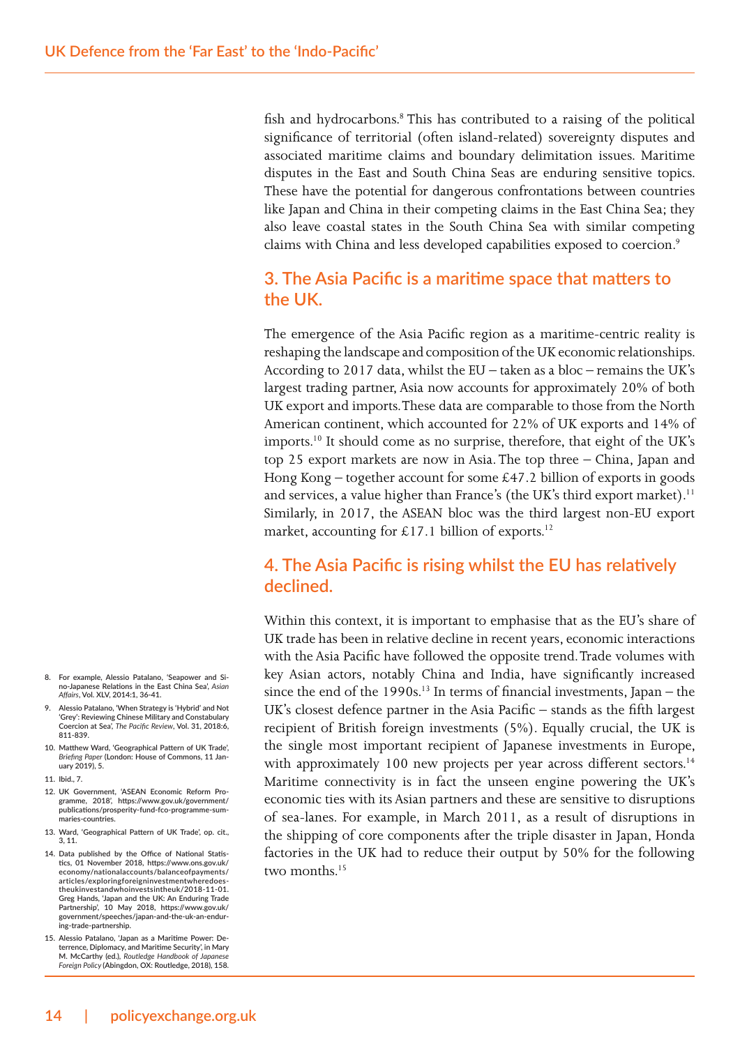fish and hydrocarbons.[8] This has contributed to a raising of the political significance of territorial (often island-related) sovereignty disputes and associated maritime claims and boundary delimitation issues. Maritime disputes in the East and South China Seas are enduring sensitive topics. These have the potential for dangerous confrontations between countries like Japan and China in their competing claims in the East China Sea; they also leave coastal states in the South China Sea with similar competing claims with China and less developed capabilities exposed to coercion.[9]

## 3. The Asia Pacific is a maritime space that matters to the UK.

The emergence of the Asia Pacific region as a maritime-centric reality is reshaping the landscape and composition of the UK economic relationships. According to 2017 data, whilst the EU – taken as a bloc – remains the UK's largest trading partner, Asia now accounts for approximately 20% of both UK export and imports. These data are comparable to those from the North American continent, which accounted for 22% of UK exports and 14% of imports.[10] It should come as no surprise, therefore, that eight of the UK's top 25 export markets are now in Asia. The top three – China, Japan and Hong Kong – together account for some £47.2 billion of exports in goods and services, a value higher than France's (the UK's third export market).[11] Similarly, in 2017, the ASEAN bloc was the third largest non-EU export market, accounting for £17.1 billion of exports.[12]

## 4. The Asia Pacific is rising whilst the EU has relatively declined.

Within this context, it is important to emphasise that as the EU's share of UK trade has been in relative decline in recent years, economic interactions with the Asia Pacific have followed the opposite trend. Trade volumes with key Asian actors, notably China and India, have significantly increased since the end of the 1990s.[13] In terms of financial investments, Japan – the UK's closest defence partner in the Asia Pacific – stands as the fifth largest recipient of British foreign investments (5%). Equally crucial, the UK is the single most important recipient of Japanese investments in Europe, with approximately 100 new projects per year across different sectors.[14] Maritime connectivity is in fact the unseen engine powering the UK's economic ties with its Asian partners and these are sensitive to disruptions of sea-lanes. For example, in March 2011, as a result of disruptions in the shipping of core components after the triple disaster in Japan, Honda factories in the UK had to reduce their output by 50% for the following two months.[15]

8. For example, Alessio Patalano, 'Seapower and Sino-Japanese Relations in the East China Sea', *Asian Affairs*, Vol. XLV, 2014:1, 36-41.
9. Alessio Patalano, 'When Strategy is 'Hybrid' and Not 'Grey': Reviewing Chinese Military and Constabulary Coercion at Sea', *The Pacific Review*, Vol. 31, 2018:6, 811-839.
10. Matthew Ward, 'Geographical Pattern of UK Trade', *Briefing Paper* (London: House of Commons, 11 January 2019), 5.
11. Ibid., 7.
12. UK Government, 'ASEAN Economic Reform Programme, 2018', https://www.gov.uk/government/publications/prosperity-fund-fco-programme-summaries-countries.
13. Ward, 'Geographical Pattern of UK Trade', op. cit., 3, 11.
14. Data published by the Office of National Statistics, 01 November 2018, https://www.ons.gov.uk/economy/nationalaccounts/balanceofpayments/articles/exploringforeigninvestmentwheredoestheukinvestandwhoinvestsintheuk/2018-11-01. Greg Hands, 'Japan and the UK: An Enduring Trade Partnership', 10 May 2018, https://www.gov.uk/government/speeches/japan-and-the-uk-an-enduring-trade-partnership.
15. Alessio Patalano, 'Japan as a Maritime Power: Deterrence, Diplomacy, and Maritime Security', in Mary M. McCarthy (ed.), *Routledge Handbook of Japanese Foreign Policy* (Abingdon, OX: Routledge, 2018), 158.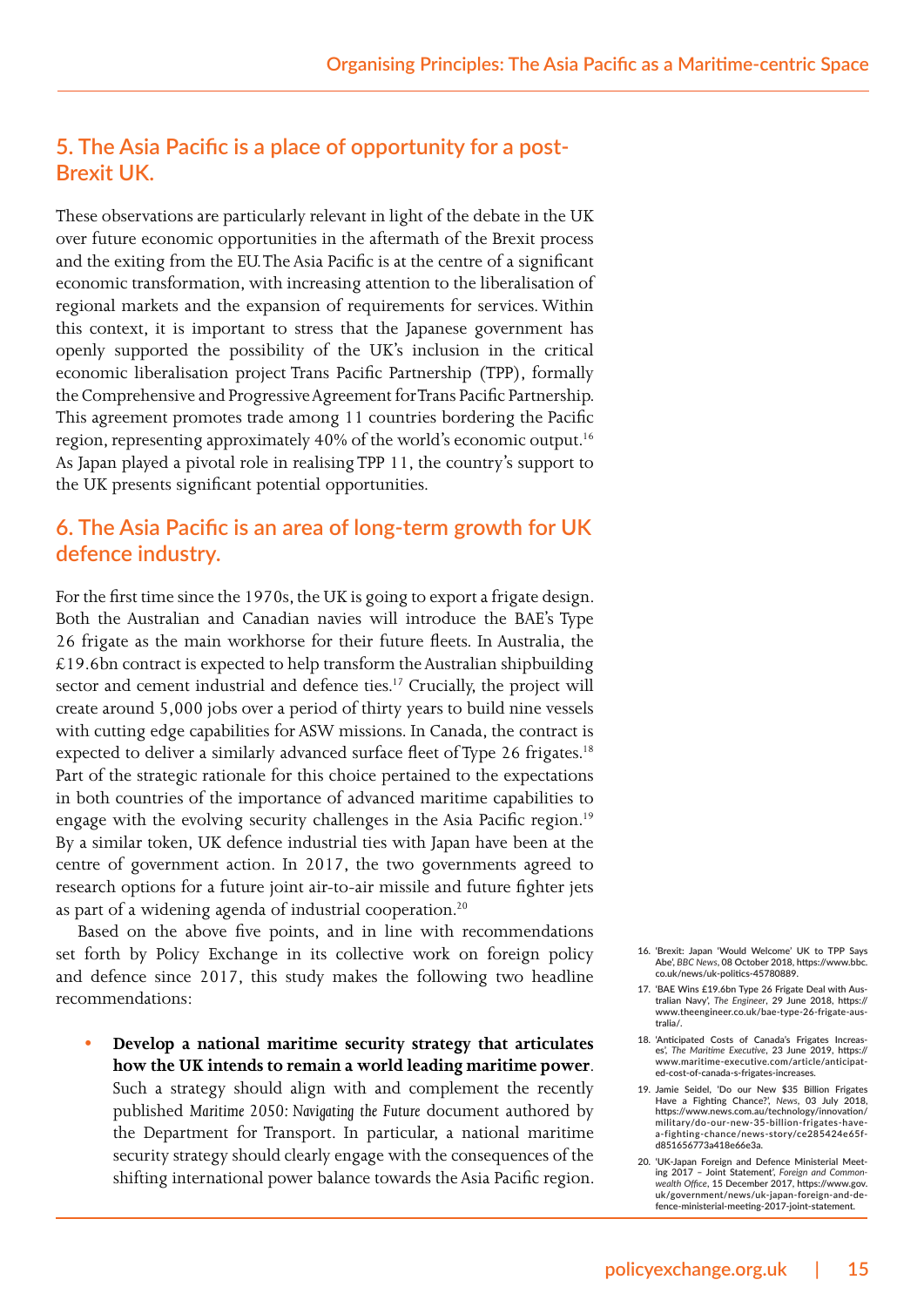## 5. The Asia Pacific is a place of opportunity for a post-Brexit UK.

These observations are particularly relevant in light of the debate in the UK over future economic opportunities in the aftermath of the Brexit process and the exiting from the EU. The Asia Pacific is at the centre of a significant economic transformation, with increasing attention to the liberalisation of regional markets and the expansion of requirements for services. Within this context, it is important to stress that the Japanese government has openly supported the possibility of the UK's inclusion in the critical economic liberalisation project Trans Pacific Partnership (TPP), formally the Comprehensive and Progressive Agreement for Trans Pacific Partnership. This agreement promotes trade among 11 countries bordering the Pacific region, representing approximately 40% of the world's economic output.[16] As Japan played a pivotal role in realising TPP 11, the country's support to the UK presents significant potential opportunities.

## 6. The Asia Pacific is an area of long-term growth for UK defence industry.

For the first time since the 1970s, the UK is going to export a frigate design. Both the Australian and Canadian navies will introduce the BAE's Type 26 frigate as the main workhorse for their future fleets. In Australia, the £19.6bn contract is expected to help transform the Australian shipbuilding sector and cement industrial and defence ties.[17] Crucially, the project will create around 5,000 jobs over a period of thirty years to build nine vessels with cutting edge capabilities for ASW missions. In Canada, the contract is expected to deliver a similarly advanced surface fleet of Type 26 frigates.[18] Part of the strategic rationale for this choice pertained to the expectations in both countries of the importance of advanced maritime capabilities to engage with the evolving security challenges in the Asia Pacific region.[19] By a similar token, UK defence industrial ties with Japan have been at the centre of government action. In 2017, the two governments agreed to research options for a future joint air-to-air missile and future fighter jets as part of a widening agenda of industrial cooperation.[20]

Based on the above five points, and in line with recommendations set forth by Policy Exchange in its collective work on foreign policy and defence since 2017, this study makes the following two headline recommendations:

- **Develop a national maritime security strategy that articulates how the UK intends to remain a world leading maritime power**. Such a strategy should align with and complement the recently published *Maritime 2050: Navigating the Future* document authored by the Department for Transport. In particular, a national maritime security strategy should clearly engage with the consequences of the shifting international power balance towards the Asia Pacific region.

16. 'Brexit: Japan 'Would Welcome' UK to TPP Says Abe', *BBC News*, 08 October 2018, https://www.bbc.co.uk/news/uk-politics-45780889.
17. 'BAE Wins £19.6bn Type 26 Frigate Deal with Australian Navy', *The Engineer*, 29 June 2018, https://www.theengineer.co.uk/bae-type-26-frigate-australia/.
18. 'Anticipated Costs of Canada's Frigates Increases', *The Maritime Executive*, 23 June 2019, https://www.maritime-executive.com/article/anticipated-cost-of-canada-s-frigates-increases.
19. Jamie Seidel, 'Do our New $35 Billion Frigates Have a Fighting Chance?', *News*, 03 July 2018, https://www.news.com.au/technology/innovation/military/do-our-new-35-billion-frigates-have-a-fighting-chance/news-story/ce285424e65fd851656773a418e66e3a.
20. 'UK-Japan Foreign and Defence Ministerial Meeting 2017 – Joint Statement', *Foreign and Commonwealth Office*, 15 December 2017, https://www.gov.uk/government/news/uk-japan-foreign-and-defence-ministerial-meeting-2017-joint-statement.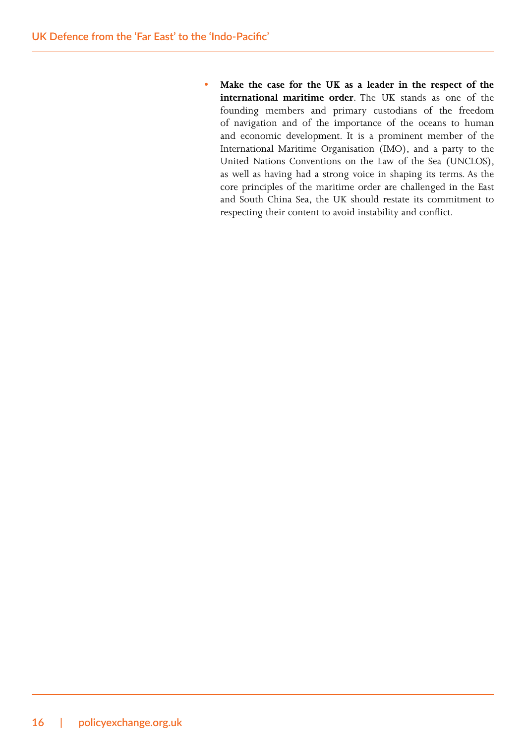- **Make the case for the UK as a leader in the respect of the international maritime order**. The UK stands as one of the founding members and primary custodians of the freedom of navigation and of the importance of the oceans to human and economic development. It is a prominent member of the International Maritime Organisation (IMO), and a party to the United Nations Conventions on the Law of the Sea (UNCLOS), as well as having had a strong voice in shaping its terms. As the core principles of the maritime order are challenged in the East and South China Sea, the UK should restate its commitment to respecting their content to avoid instability and conflict.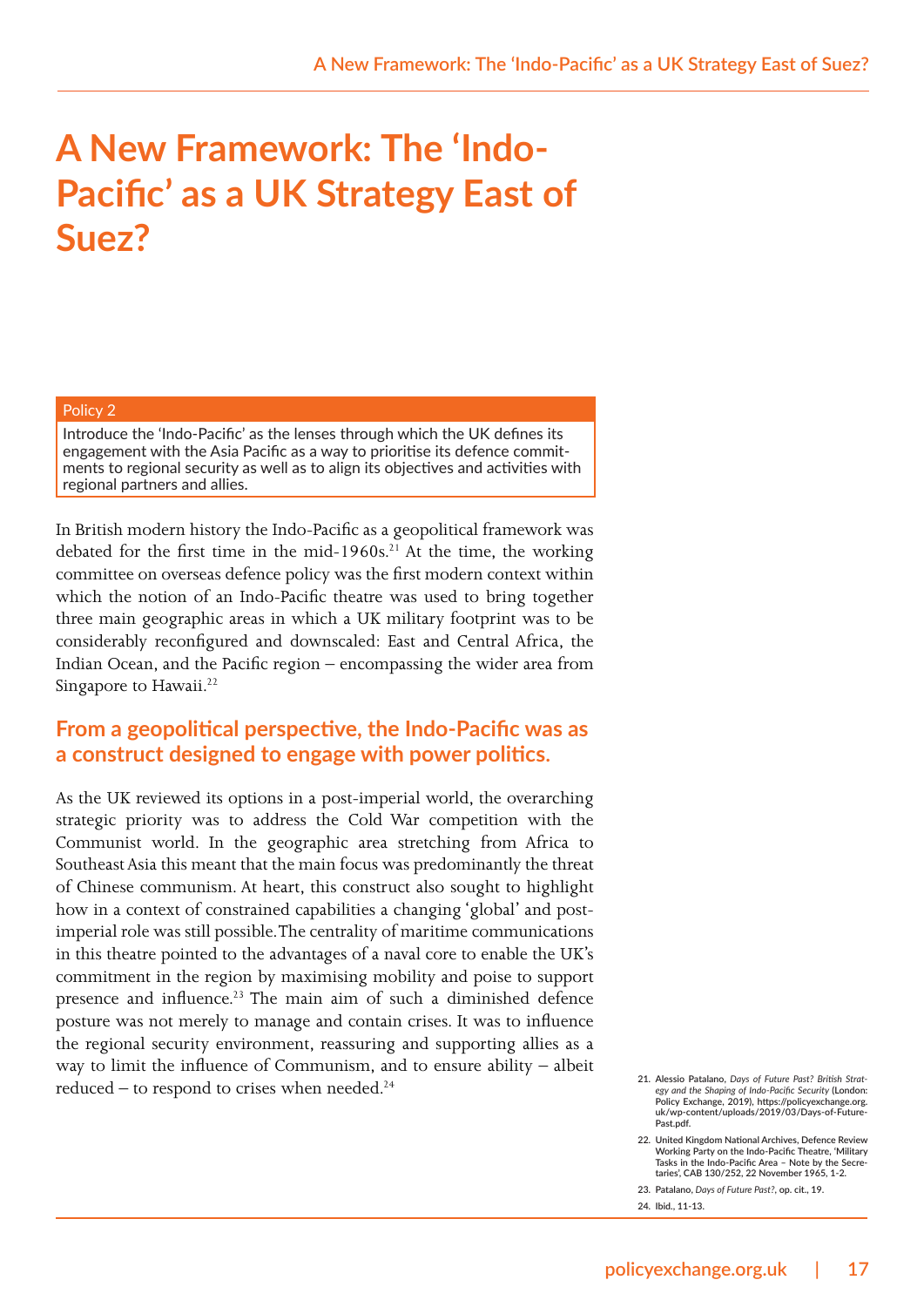# A New Framework: The 'Indo-Pacific' as a UK Strategy East of Suez?

**Policy 2**

Introduce the 'Indo-Pacific' as the lenses through which the UK defines its engagement with the Asia Pacific as a way to prioritise its defence commitments to regional security as well as to align its objectives and activities with regional partners and allies.

In British modern history the Indo-Pacific as a geopolitical framework was debated for the first time in the mid-1960s.[21] At the time, the working committee on overseas defence policy was the first modern context within which the notion of an Indo-Pacific theatre was used to bring together three main geographic areas in which a UK military footprint was to be considerably reconfigured and downscaled: East and Central Africa, the Indian Ocean, and the Pacific region – encompassing the wider area from Singapore to Hawaii.[22]

### From a geopolitical perspective, the Indo-Pacific was as a construct designed to engage with power politics.

As the UK reviewed its options in a post-imperial world, the overarching strategic priority was to address the Cold War competition with the Communist world. In the geographic area stretching from Africa to Southeast Asia this meant that the main focus was predominantly the threat of Chinese communism. At heart, this construct also sought to highlight how in a context of constrained capabilities a changing 'global' and post-imperial role was still possible. The centrality of maritime communications in this theatre pointed to the advantages of a naval core to enable the UK's commitment in the region by maximising mobility and poise to support presence and influence.[23] The main aim of such a diminished defence posture was not merely to manage and contain crises. It was to influence the regional security environment, reassuring and supporting allies as a way to limit the influence of Communism, and to ensure ability – albeit reduced – to respond to crises when needed.[24]

21. Alessio Patalano, *Days of Future Past? British Strategy and the Shaping of Indo-Pacific Security* (London: Policy Exchange, 2019), https://policyexchange.org.uk/wp-content/uploads/2019/03/Days-of-Future-Past.pdf.
22. United Kingdom National Archives, Defence Review Working Party on the Indo-Pacific Theatre, 'Military Tasks in the Indo-Pacific Area – Note by the Secretaries', CAB 130/252, 22 November 1965, 1-2.
23. Patalano, *Days of Future Past?*, op. cit., 19.
24. Ibid., 11-13.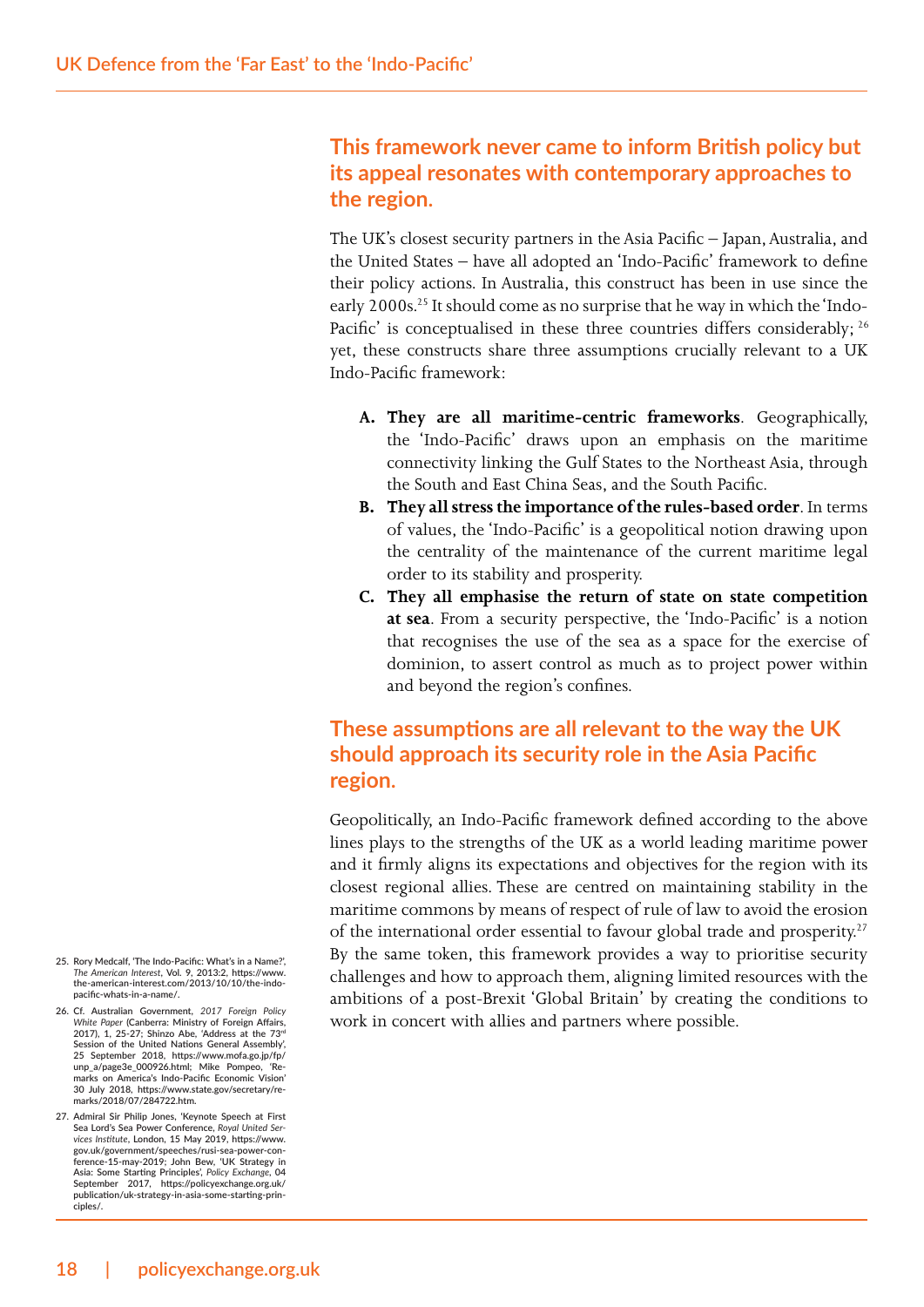## This framework never came to inform British policy but its appeal resonates with contemporary approaches to the region.

The UK's closest security partners in the Asia Pacific – Japan, Australia, and the United States – have all adopted an 'Indo-Pacific' framework to define their policy actions. In Australia, this construct has been in use since the early 2000s.[25] It should come as no surprise that he way in which the 'Indo-Pacific' is conceptualised in these three countries differs considerably; [26] yet, these constructs share three assumptions crucially relevant to a UK Indo-Pacific framework:

A. **They are all maritime-centric frameworks**. Geographically, the 'Indo-Pacific' draws upon an emphasis on the maritime connectivity linking the Gulf States to the Northeast Asia, through the South and East China Seas, and the South Pacific.
B. **They all stress the importance of the rules-based order**. In terms of values, the 'Indo-Pacific' is a geopolitical notion drawing upon the centrality of the maintenance of the current maritime legal order to its stability and prosperity.
C. **They all emphasise the return of state on state competition at sea**. From a security perspective, the 'Indo-Pacific' is a notion that recognises the use of the sea as a space for the exercise of dominion, to assert control as much as to project power within and beyond the region's confines.

## These assumptions are all relevant to the way the UK should approach its security role in the Asia Pacific region.

Geopolitically, an Indo-Pacific framework defined according to the above lines plays to the strengths of the UK as a world leading maritime power and it firmly aligns its expectations and objectives for the region with its closest regional allies. These are centred on maintaining stability in the maritime commons by means of respect of rule of law to avoid the erosion of the international order essential to favour global trade and prosperity.[27] By the same token, this framework provides a way to prioritise security challenges and how to approach them, aligning limited resources with the ambitions of a post-Brexit 'Global Britain' by creating the conditions to work in concert with allies and partners where possible.

25. Rory Medcalf, 'The Indo-Pacific: What's in a Name?', *The American Interest*, Vol. 9, 2013:2, https://www.the-american-interest.com/2013/10/10/the-indo-pacific-whats-in-a-name/.
26. Cf. Australian Government, *2017 Foreign Policy White Paper* (Canberra: Ministry of Foreign Affairs, 2017), 1, 25-27; Shinzo Abe, 'Address at the 73rd Session of the United Nations General Assembly', 25 September 2018, https://www.mofa.go.jp/fp/unp_a/page3e_000926.html; Mike Pompeo, 'Remarks on America's Indo-Pacific Economic Vision' 30 July 2018, https://www.state.gov/secretary/remarks/2018/07/284722.htm.
27. Admiral Sir Philip Jones, 'Keynote Speech at First Sea Lord's Sea Power Conference, *Royal United Services Institute*, London, 15 May 2019, https://www.gov.uk/government/speeches/rusi-sea-power-conference-15-may-2019; John Bew, 'UK Strategy in Asia: Some Starting Principles', *Policy Exchange*, 04 September 2017, https://policyexchange.org.uk/publication/uk-strategy-in-asia-some-starting-principles/.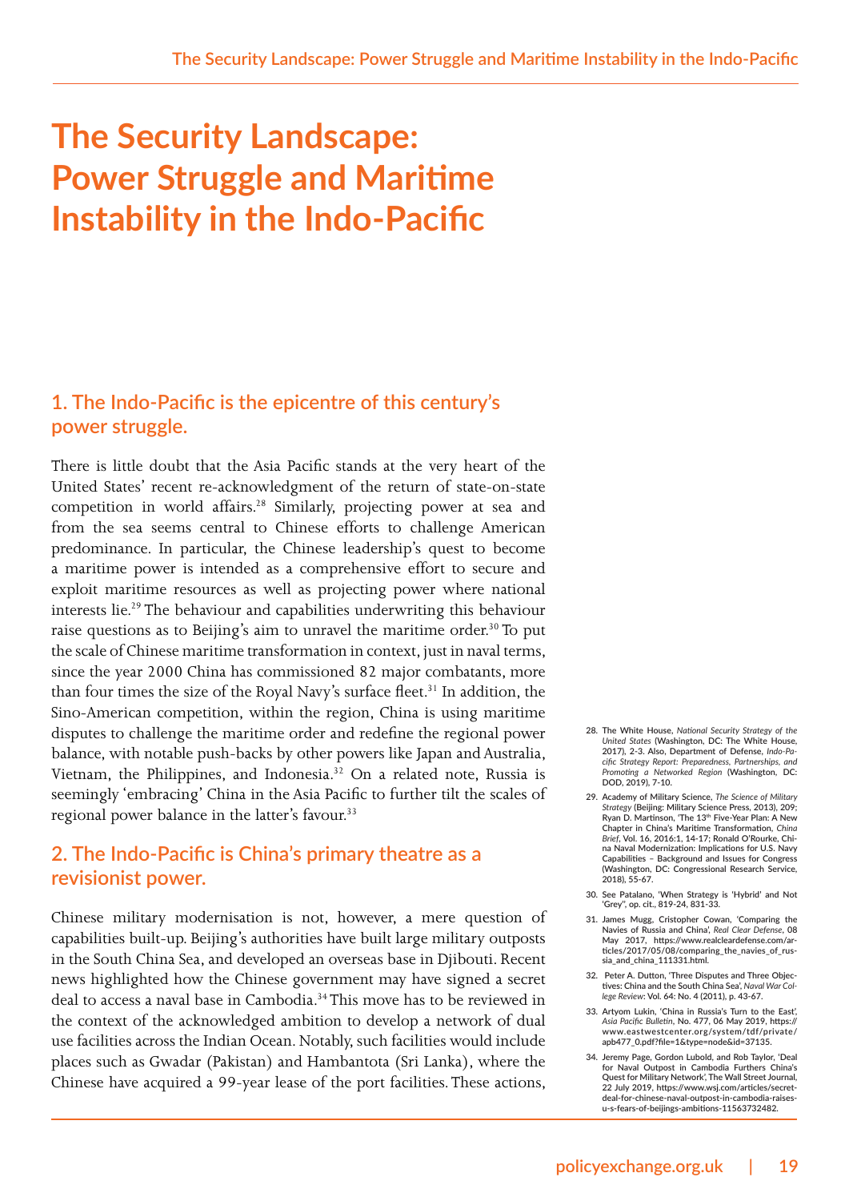# The Security Landscape: Power Struggle and Maritime Instability in the Indo-Pacific

## 1. The Indo-Pacific is the epicentre of this century's power struggle.

There is little doubt that the Asia Pacific stands at the very heart of the United States' recent re-acknowledgment of the return of state-on-state competition in world affairs.[28] Similarly, projecting power at sea and from the sea seems central to Chinese efforts to challenge American predominance. In particular, the Chinese leadership's quest to become a maritime power is intended as a comprehensive effort to secure and exploit maritime resources as well as projecting power where national interests lie.[29] The behaviour and capabilities underwriting this behaviour raise questions as to Beijing's aim to unravel the maritime order.[30] To put the scale of Chinese maritime transformation in context, just in naval terms, since the year 2000 China has commissioned 82 major combatants, more than four times the size of the Royal Navy's surface fleet.[31] In addition, the Sino-American competition, within the region, China is using maritime disputes to challenge the maritime order and redefine the regional power balance, with notable push-backs by other powers like Japan and Australia, Vietnam, the Philippines, and Indonesia.[32] On a related note, Russia is seemingly 'embracing' China in the Asia Pacific to further tilt the scales of regional power balance in the latter's favour.[33]

## 2. The Indo-Pacific is China's primary theatre as a revisionist power.

Chinese military modernisation is not, however, a mere question of capabilities built-up. Beijing's authorities have built large military outposts in the South China Sea, and developed an overseas base in Djibouti. Recent news highlighted how the Chinese government may have signed a secret deal to access a naval base in Cambodia.[34] This move has to be reviewed in the context of the acknowledged ambition to develop a network of dual use facilities across the Indian Ocean. Notably, such facilities would include places such as Gwadar (Pakistan) and Hambantota (Sri Lanka), where the Chinese have acquired a 99-year lease of the port facilities. These actions,

28. The White House, *National Security Strategy of the United States* (Washington, DC: The White House, 2017), 2-3. Also, Department of Defense, *Indo-Pacific Strategy Report: Preparedness, Partnerships, and Promoting a Networked Region* (Washington, DC: DOD, 2019), 7-10.

29. Academy of Military Science, *The Science of Military Strategy* (Beijing: Military Science Press, 2013), 209; Ryan D. Martinson, 'The 13th Five-Year Plan: A New Chapter in China's Maritime Transformation, *China Brief*, Vol. 16, 2016:1, 14-17; Ronald O'Rourke, China Naval Modernization: Implications for U.S. Navy Capabilities – Background and Issues for Congress (Washington, DC: Congressional Research Service, 2018), 55-67.

30. See Patalano, 'When Strategy is 'Hybrid' and Not 'Grey'', op. cit., 819-24, 831-33.

31. James Mugg, Cristopher Cowan, 'Comparing the Navies of Russia and China', *Real Clear Defense*, 08 May 2017, https://www.realcleardefense.com/articles/2017/05/08/comparing_the_navies_of_russia_and_china_111331.html.

32. Peter A. Dutton, 'Three Disputes and Three Objectives: China and the South China Sea', *Naval War College Review*: Vol. 64: No. 4 (2011), p. 43-67.

33. Artyom Lukin, 'China in Russia's Turn to the East', *Asia Pacific Bulletin*, No. 477, 06 May 2019, https://www.eastwestcenter.org/system/tdf/private/apb477_0.pdf?file=1&type=node&id=37135.

34. Jeremy Page, Gordon Lubold, and Rob Taylor, 'Deal for Naval Outpost in Cambodia Furthers China's Quest for Military Network', The Wall Street Journal, 22 July 2019, https://www.wsj.com/articles/secret-deal-for-chinese-naval-outpost-in-cambodia-raises-u-s-fears-of-beijings-ambitions-11563732482.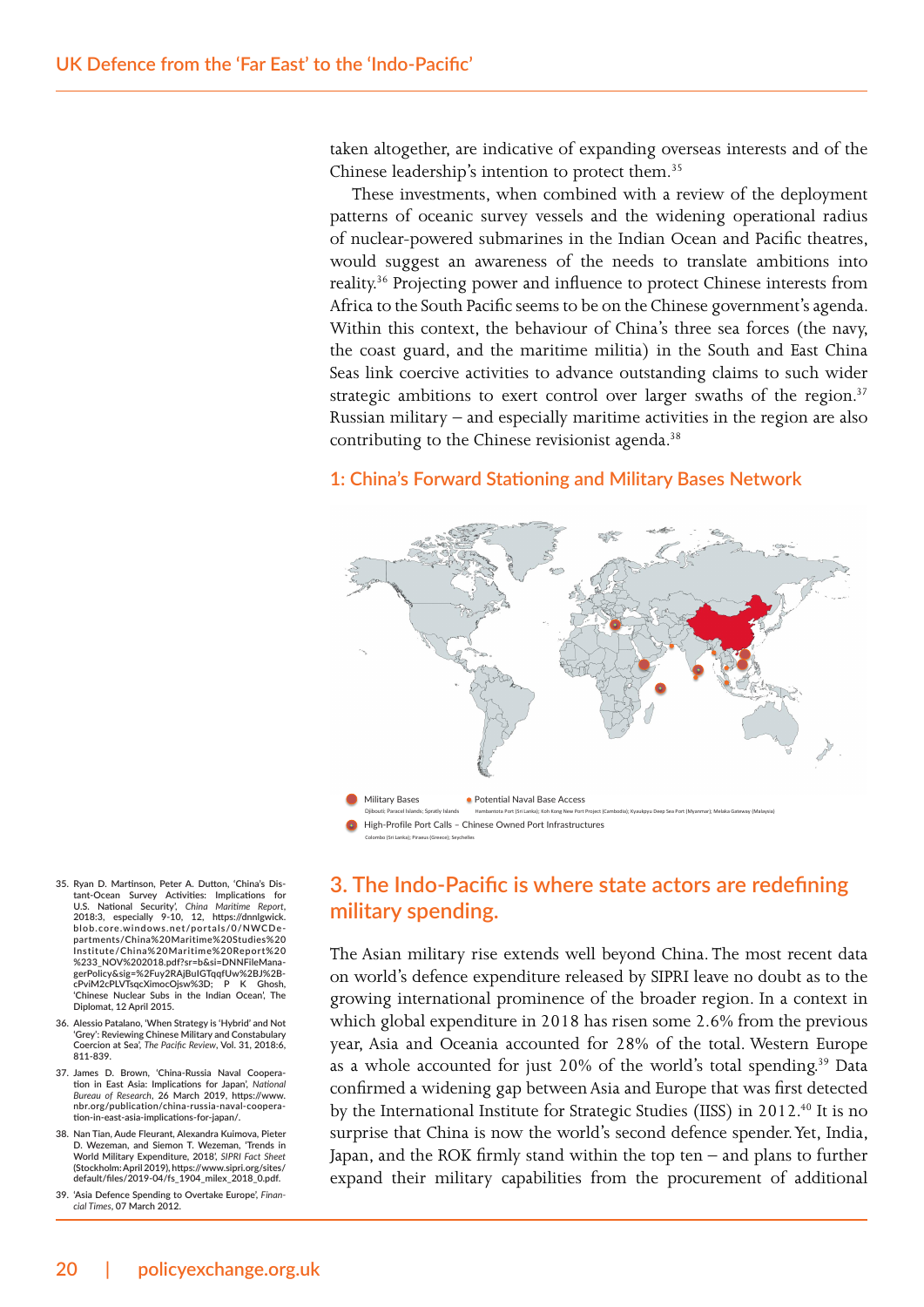taken altogether, are indicative of expanding overseas interests and of the Chinese leadership's intention to protect them.[35]

These investments, when combined with a review of the deployment patterns of oceanic survey vessels and the widening operational radius of nuclear-powered submarines in the Indian Ocean and Pacific theatres, would suggest an awareness of the needs to translate ambitions into reality.[36] Projecting power and influence to protect Chinese interests from Africa to the South Pacific seems to be on the Chinese government's agenda. Within this context, the behaviour of China's three sea forces (the navy, the coast guard, and the maritime militia) in the South and East China Seas link coercive activities to advance outstanding claims to such wider strategic ambitions to exert control over larger swaths of the region.[37] Russian military – and especially maritime activities in the region are also contributing to the Chinese revisionist agenda.[38]

### 1: China's Forward Stationing and Military Bases Network

Military Bases
Djibouti; Paracel Islands; Spratly Islands

Potential Naval Base Access
Hambantota Port (Sri Lanka); Koh Kong New Port Project (Cambodia); Kyaukpyu Deep Sea Port (Myanmar); Melaka Gateway (Malaysia)

High-Profile Port Calls – Chinese Owned Port Infrastructures
Colombo (Sri Lanka); Piraeus (Greece); Seychelles

## 3. The Indo-Pacific is where state actors are redefining military spending.

The Asian military rise extends well beyond China. The most recent data on world's defence expenditure released by SIPRI leave no doubt as to the growing international prominence of the broader region. In a context in which global expenditure in 2018 has risen some 2.6% from the previous year, Asia and Oceania accounted for 28% of the total. Western Europe as a whole accounted for just 20% of the world's total spending.[39] Data confirmed a widening gap between Asia and Europe that was first detected by the International Institute for Strategic Studies (IISS) in 2012.[40] It is no surprise that China is now the world's second defence spender. Yet, India, Japan, and the ROK firmly stand within the top ten – and plans to further expand their military capabilities from the procurement of additional

---

35. Ryan D. Martinson, Peter A. Dutton, 'China's Distant-Ocean Survey Activities: Implications for U.S. National Security', *China Maritime Report*, 2018:3, especially 9-10, 12, https://dnnlgwick.blob.core.windows.net/portals/0/NWCDepartments/China%20Maritime%20Studies%20Institute/China%20Maritime%20Report%20%233_NOV%202018.pdf?sr=b&si=DNNFileManagerPolicy&sig=%2Fuy2RAjBuIGTqqfUw%2BJ%2B-cPviM2cPLVTsqcXimocOjsw%3D; P K Ghosh, 'Chinese Nuclear Subs in the Indian Ocean', The Diplomat, 12 April 2015.
36. Alessio Patalano, 'When Strategy is 'Hybrid' and Not 'Grey': Reviewing Chinese Military and Constabulary Coercion at Sea', *The Pacific Review*, Vol. 31, 2018:6, 811-839.
37. James D. Brown, 'China-Russia Naval Cooperation in East Asia: Implications for Japan', *National Bureau of Research*, 26 March 2019, https://www.nbr.org/publication/china-russia-naval-cooperation-in-east-asia-implications-for-japan/.
38. Nan Tian, Aude Fleurant, Alexandra Kuimova, Pieter D. Wezeman, and Siemon T. Wezeman, 'Trends in World Military Expenditure, 2018', *SIPRI Fact Sheet* (Stockholm: April 2019), https://www.sipri.org/sites/default/files/2019-04/fs_1904_milex_2018_0.pdf.
39. 'Asia Defence Spending to Overtake Europe', *Financial Times*, 07 March 2012.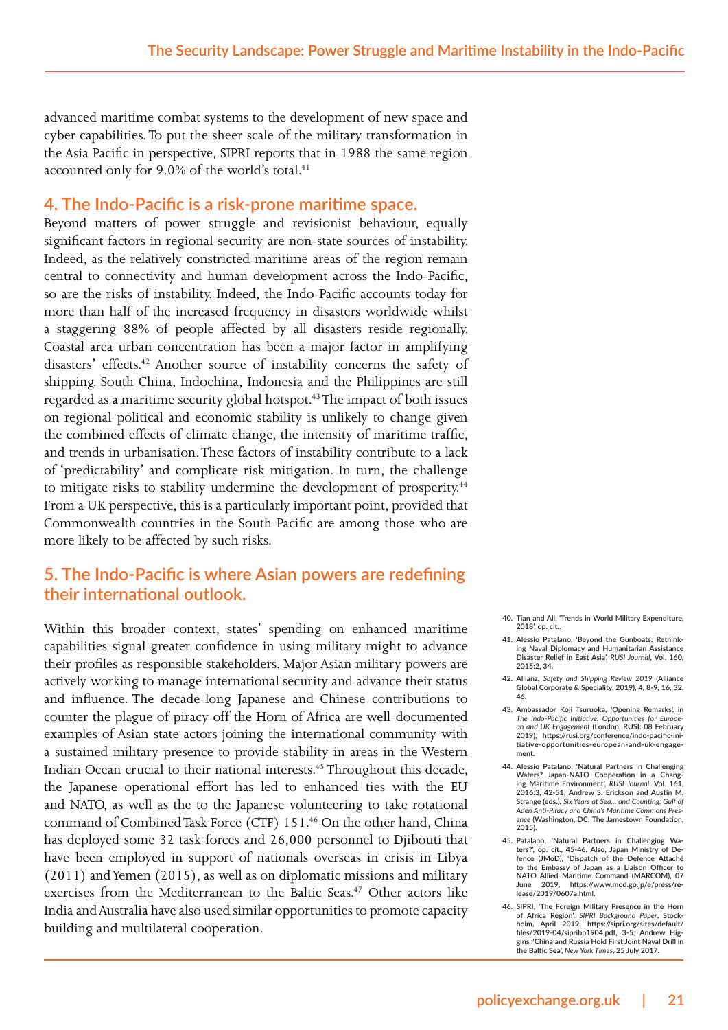advanced maritime combat systems to the development of new space and cyber capabilities. To put the sheer scale of the military transformation in the Asia Pacific in perspective, SIPRI reports that in 1988 the same region accounted only for 9.0% of the world's total.[41]

## 4. The Indo-Pacific is a risk-prone maritime space.

Beyond matters of power struggle and revisionist behaviour, equally significant factors in regional security are non-state sources of instability. Indeed, as the relatively constricted maritime areas of the region remain central to connectivity and human development across the Indo-Pacific, so are the risks of instability. Indeed, the Indo-Pacific accounts today for more than half of the increased frequency in disasters worldwide whilst a staggering 88% of people affected by all disasters reside regionally. Coastal area urban concentration has been a major factor in amplifying disasters' effects.[42] Another source of instability concerns the safety of shipping. South China, Indochina, Indonesia and the Philippines are still regarded as a maritime security global hotspot.[43] The impact of both issues on regional political and economic stability is unlikely to change given the combined effects of climate change, the intensity of maritime traffic, and trends in urbanisation. These factors of instability contribute to a lack of 'predictability' and complicate risk mitigation. In turn, the challenge to mitigate risks to stability undermine the development of prosperity.[44] From a UK perspective, this is a particularly important point, provided that Commonwealth countries in the South Pacific are among those who are more likely to be affected by such risks.

## 5. The Indo-Pacific is where Asian powers are redefining their international outlook.

Within this broader context, states' spending on enhanced maritime capabilities signal greater confidence in using military might to advance their profiles as responsible stakeholders. Major Asian military powers are actively working to manage international security and advance their status and influence. The decade-long Japanese and Chinese contributions to counter the plague of piracy off the Horn of Africa are well-documented examples of Asian state actors joining the international community with a sustained military presence to provide stability in areas in the Western Indian Ocean crucial to their national interests.[45] Throughout this decade, the Japanese operational effort has led to enhanced ties with the EU and NATO, as well as the to the Japanese volunteering to take rotational command of Combined Task Force (CTF) 151.[46] On the other hand, China has deployed some 32 task forces and 26,000 personnel to Djibouti that have been employed in support of nationals overseas in crisis in Libya (2011) and Yemen (2015), as well as on diplomatic missions and military exercises from the Mediterranean to the Baltic Seas.[47] Other actors like India and Australia have also used similar opportunities to promote capacity building and multilateral cooperation.

40. Tian and All, 'Trends in World Military Expenditure, 2018', op. cit..
41. Alessio Patalano, 'Beyond the Gunboats: Rethinking Naval Diplomacy and Humanitarian Assistance Disaster Relief in East Asia', *RUSI Journal*, Vol. 160, 2015:2, 34.
42. Allianz, *Safety and Shipping Review 2019* (Alliance Global Corporate & Speciality, 2019), 4, 8-9, 16, 32, 46.
43. Ambassador Koji Tsuruoka, 'Opening Remarks', in *The Indo-Pacific Initiative: Opportunities for European and UK Engagement* (London, RUSI: 08 February 2019), https://rusi.org/conference/indo-pacific-initiative-opportunities-european-and-uk-engagement.
44. Alessio Patalano, 'Natural Partners in Challenging Waters? Japan-NATO Cooperation in a Changing Maritime Environment', *RUSI Journal*, Vol. 161, 2016:3, 42-51; Andrew S. Erickson and Austin M. Strange (eds.), *Six Years at Sea… and Counting: Gulf of Aden Anti-Piracy and China's Maritime Commons Presence* (Washington, DC: The Jamestown Foundation, 2015).
45. Patalano, 'Natural Partners in Challenging Waters?', op. cit., 45-46. Also, Japan Ministry of Defence (JMoD), 'Dispatch of the Defence Attaché to the Embassy of Japan as a Liaison Officer to NATO Allied Maritime Command (MARCOM), 07 June 2019, https://www.mod.go.jp/e/press/release/2019/0607a.html.
46. SIPRI, 'The Foreign Military Presence in the Horn of Africa Region', *SIPRI Background Paper*, Stockholm, April 2019, https://sipri.org/sites/default/files/2019-04/sipribp1904.pdf, 3-5; Andrew Higgins, 'China and Russia Hold First Joint Naval Drill in the Baltic Sea', *New York Times*, 25 July 2017.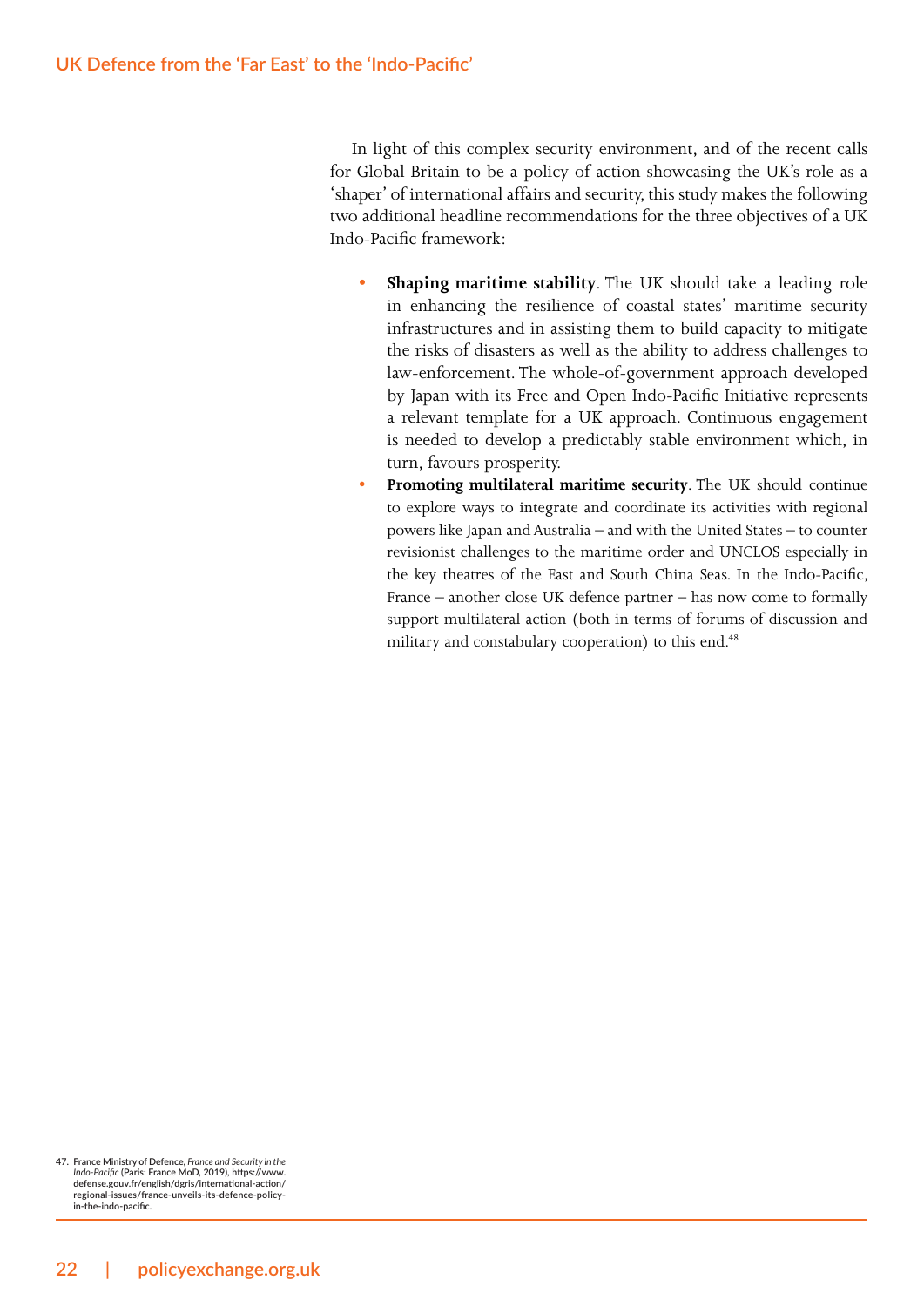In light of this complex security environment, and of the recent calls for Global Britain to be a policy of action showcasing the UK's role as a 'shaper' of international affairs and security, this study makes the following two additional headline recommendations for the three objectives of a UK Indo-Pacific framework:

- **Shaping maritime stability**. The UK should take a leading role in enhancing the resilience of coastal states' maritime security infrastructures and in assisting them to build capacity to mitigate the risks of disasters as well as the ability to address challenges to law-enforcement. The whole-of-government approach developed by Japan with its Free and Open Indo-Pacific Initiative represents a relevant template for a UK approach. Continuous engagement is needed to develop a predictably stable environment which, in turn, favours prosperity.
- **Promoting multilateral maritime security**. The UK should continue to explore ways to integrate and coordinate its activities with regional powers like Japan and Australia – and with the United States – to counter revisionist challenges to the maritime order and UNCLOS especially in the key theatres of the East and South China Seas. In the Indo-Pacific, France – another close UK defence partner – has now come to formally support multilateral action (both in terms of forums of discussion and military and constabulary cooperation) to this end.[48]

47. France Ministry of Defence, *France and Security in the Indo-Pacific* (Paris: France MoD, 2019), https://www.defense.gouv.fr/english/dgris/international-action/regional-issues/france-unveils-its-defence-policy-in-the-indo-pacific.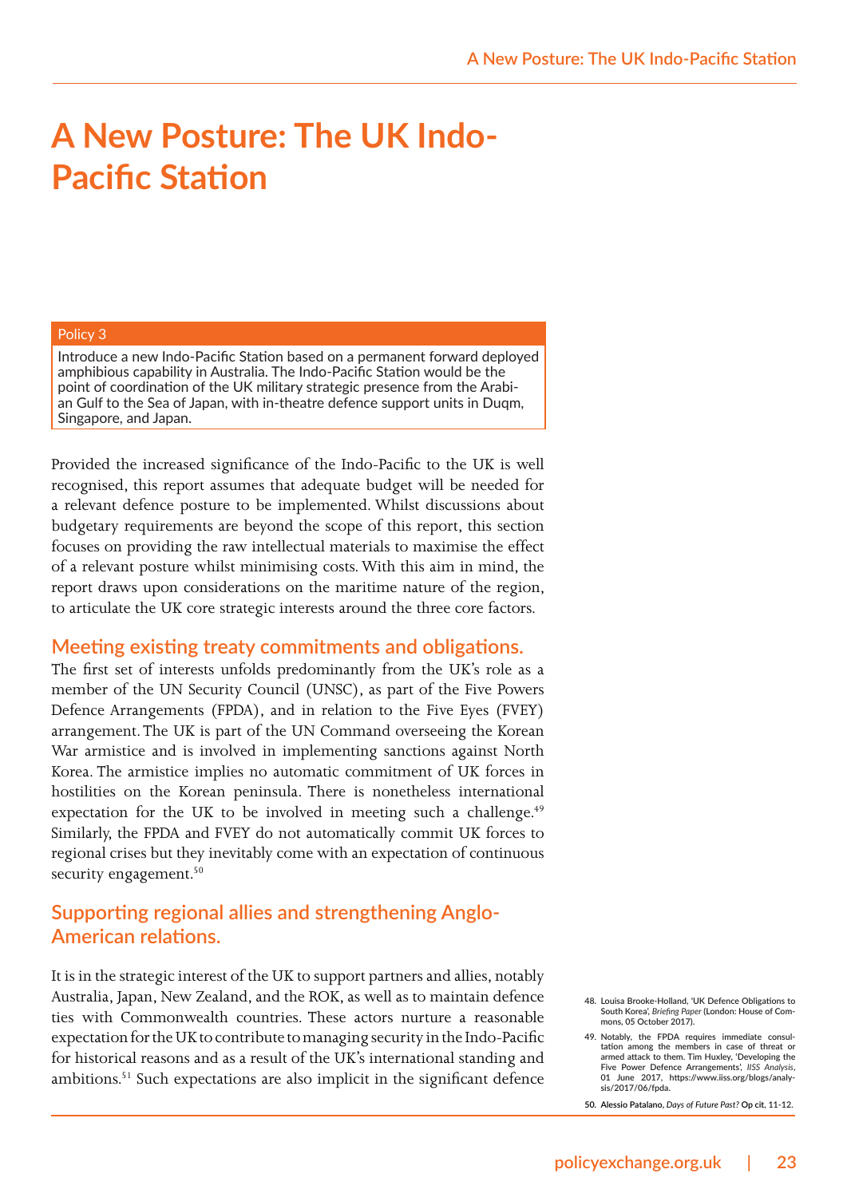# A New Posture: The UK Indo-Pacific Station

**Policy 3**

Introduce a new Indo-Pacific Station based on a permanent forward deployed amphibious capability in Australia. The Indo-Pacific Station would be the point of coordination of the UK military strategic presence from the Arabian Gulf to the Sea of Japan, with in-theatre defence support units in Duqm, Singapore, and Japan.

Provided the increased significance of the Indo-Pacific to the UK is well recognised, this report assumes that adequate budget will be needed for a relevant defence posture to be implemented. Whilst discussions about budgetary requirements are beyond the scope of this report, this section focuses on providing the raw intellectual materials to maximise the effect of a relevant posture whilst minimising costs. With this aim in mind, the report draws upon considerations on the maritime nature of the region, to articulate the UK core strategic interests around the three core factors.

## Meeting existing treaty commitments and obligations.

The first set of interests unfolds predominantly from the UK's role as a member of the UN Security Council (UNSC), as part of the Five Powers Defence Arrangements (FPDA), and in relation to the Five Eyes (FVEY) arrangement. The UK is part of the UN Command overseeing the Korean War armistice and is involved in implementing sanctions against North Korea. The armistice implies no automatic commitment of UK forces in hostilities on the Korean peninsula. There is nonetheless international expectation for the UK to be involved in meeting such a challenge.[49] Similarly, the FPDA and FVEY do not automatically commit UK forces to regional crises but they inevitably come with an expectation of continuous security engagement.[50]

## Supporting regional allies and strengthening Anglo-American relations.

It is in the strategic interest of the UK to support partners and allies, notably Australia, Japan, New Zealand, and the ROK, as well as to maintain defence ties with Commonwealth countries. These actors nurture a reasonable expectation for the UK to contribute to managing security in the Indo-Pacific for historical reasons and as a result of the UK's international standing and ambitions.[51] Such expectations are also implicit in the significant defence

48. Louisa Brooke-Holland, 'UK Defence Obligations to South Korea', *Briefing Paper* (London: House of Commons, 05 October 2017).
49. Notably, the FPDA requires immediate consultation among the members in case of threat or armed attack to them. Tim Huxley, 'Developing the Five Power Defence Arrangements', *IISS Analysis*, 01 June 2017, https://www.iiss.org/blogs/analysis/2017/06/fpda.
50. Alessio Patalano, *Days of Future Past?* Op cit, 11-12.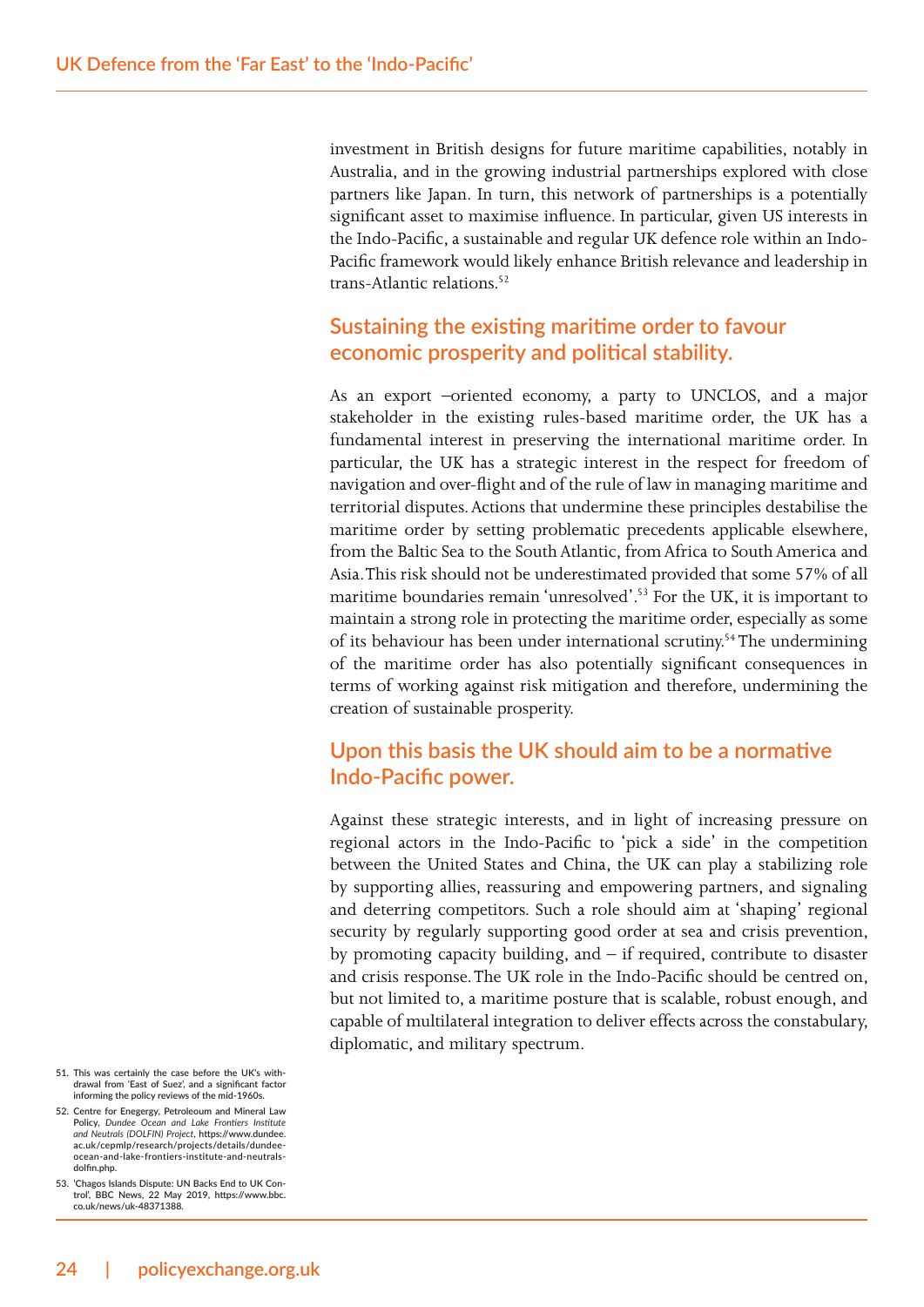investment in British designs for future maritime capabilities, notably in Australia, and in the growing industrial partnerships explored with close partners like Japan. In turn, this network of partnerships is a potentially significant asset to maximise influence. In particular, given US interests in the Indo-Pacific, a sustainable and regular UK defence role within an Indo-Pacific framework would likely enhance British relevance and leadership in trans-Atlantic relations.[52]

## Sustaining the existing maritime order to favour economic prosperity and political stability.

As an export –oriented economy, a party to UNCLOS, and a major stakeholder in the existing rules-based maritime order, the UK has a fundamental interest in preserving the international maritime order. In particular, the UK has a strategic interest in the respect for freedom of navigation and over-flight and of the rule of law in managing maritime and territorial disputes. Actions that undermine these principles destabilise the maritime order by setting problematic precedents applicable elsewhere, from the Baltic Sea to the South Atlantic, from Africa to South America and Asia. This risk should not be underestimated provided that some 57% of all maritime boundaries remain 'unresolved'.[53] For the UK, it is important to maintain a strong role in protecting the maritime order, especially as some of its behaviour has been under international scrutiny.[54] The undermining of the maritime order has also potentially significant consequences in terms of working against risk mitigation and therefore, undermining the creation of sustainable prosperity.

## Upon this basis the UK should aim to be a normative Indo-Pacific power.

Against these strategic interests, and in light of increasing pressure on regional actors in the Indo-Pacific to 'pick a side' in the competition between the United States and China, the UK can play a stabilizing role by supporting allies, reassuring and empowering partners, and signaling and deterring competitors. Such a role should aim at 'shaping' regional security by regularly supporting good order at sea and crisis prevention, by promoting capacity building, and – if required, contribute to disaster and crisis response. The UK role in the Indo-Pacific should be centred on, but not limited to, a maritime posture that is scalable, robust enough, and capable of multilateral integration to deliver effects across the constabulary, diplomatic, and military spectrum.

---

51. This was certainly the case before the UK's withdrawal from 'East of Suez', and a significant factor informing the policy reviews of the mid-1960s.
52. Centre for Enegergy, Petroleoum and Mineral Law Policy, *Dundee Ocean and Lake Frontiers Institute and Neutrals (DOLFIN) Project*, https://www.dundee.ac.uk/cepmlp/research/projects/details/dundee-ocean-and-lake-frontiers-institute-and-neutrals-dolfin.php.
53. 'Chagos Islands Dispute: UN Backs End to UK Control', BBC News, 22 May 2019, https://www.bbc.co.uk/news/uk-48371388.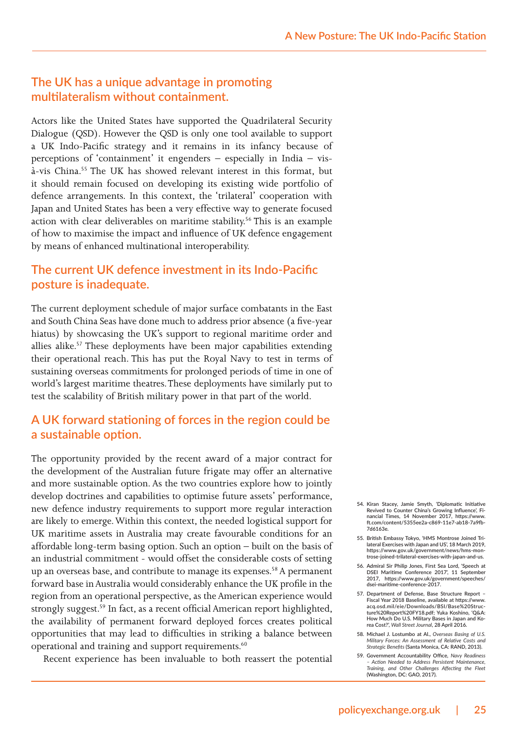## The UK has a unique advantage in promoting multilateralism without containment.

Actors like the United States have supported the Quadrilateral Security Dialogue (QSD). However the QSD is only one tool available to support a UK Indo-Pacific strategy and it remains in its infancy because of perceptions of 'containment' it engenders – especially in India – vis-à-vis China.[55] The UK has showed relevant interest in this format, but it should remain focused on developing its existing wide portfolio of defence arrangements. In this context, the 'trilateral' cooperation with Japan and United States has been a very effective way to generate focused action with clear deliverables on maritime stability.[56] This is an example of how to maximise the impact and influence of UK defence engagement by means of enhanced multinational interoperability.

## The current UK defence investment in its Indo-Pacific posture is inadequate.

The current deployment schedule of major surface combatants in the East and South China Seas have done much to address prior absence (a five-year hiatus) by showcasing the UK's support to regional maritime order and allies alike.[57] These deployments have been major capabilities extending their operational reach. This has put the Royal Navy to test in terms of sustaining overseas commitments for prolonged periods of time in one of world's largest maritime theatres. These deployments have similarly put to test the scalability of British military power in that part of the world.

## A UK forward stationing of forces in the region could be a sustainable option.

The opportunity provided by the recent award of a major contract for the development of the Australian future frigate may offer an alternative and more sustainable option. As the two countries explore how to jointly develop doctrines and capabilities to optimise future assets' performance, new defence industry requirements to support more regular interaction are likely to emerge. Within this context, the needed logistical support for UK maritime assets in Australia may create favourable conditions for an affordable long-term basing option. Such an option – built on the basis of an industrial commitment - would offset the considerable costs of setting up an overseas base, and contribute to manage its expenses.[58] A permanent forward base in Australia would considerably enhance the UK profile in the region from an operational perspective, as the American experience would strongly suggest.[59] In fact, as a recent official American report highlighted, the availability of permanent forward deployed forces creates political opportunities that may lead to difficulties in striking a balance between operational and training and support requirements.[60]

Recent experience has been invaluable to both reassert the potential

54. Kiran Stacey, Jamie Smyth, 'Diplomatic Initiative Revived to Counter China's Growing Influence', Financial Times, 14 November 2017, https://www.ft.com/content/5355ee2a-c869-11e7-ab18-7a9fb7d6163e.
55. British Embassy Tokyo, 'HMS Montrose Joined Trilateral Exercises with Japan and US', 18 March 2019, https://www.gov.uk/government/news/hms-montrose-joined-trilateral-exercises-with-japan-and-us.
56. Admiral Sir Philip Jones, First Sea Lord, 'Speech at DSEI Maritime Conference 2017', 11 September 2017, https://www.gov.uk/government/speeches/dsei-maritime-conference-2017.
57. Department of Defense, Base Structure Report – Fiscal Year 2018 Baseline, available at https://www.acq.osd.mil/eie/Downloads/BSI/Base%20Structure%20Report%20FY18.pdf; Yuka Koshino, 'Q&A: How Much Do U.S. Military Bases in Japan and Korea Cost?', *Wall Street Journal*, 28 April 2016.
58. Michael J. Lostumbo at Al., *Overseas Basing of U.S. Military Forces: An Assessment of Relative Costs and Strategic Benefits* (Santa Monica, CA: RAND, 2013).
59. Government Accountability Office, *Navy Readiness – Action Needed to Address Persistent Maintenance, Training, and Other Challenges Affecting the Fleet* (Washington, DC: GAO, 2017).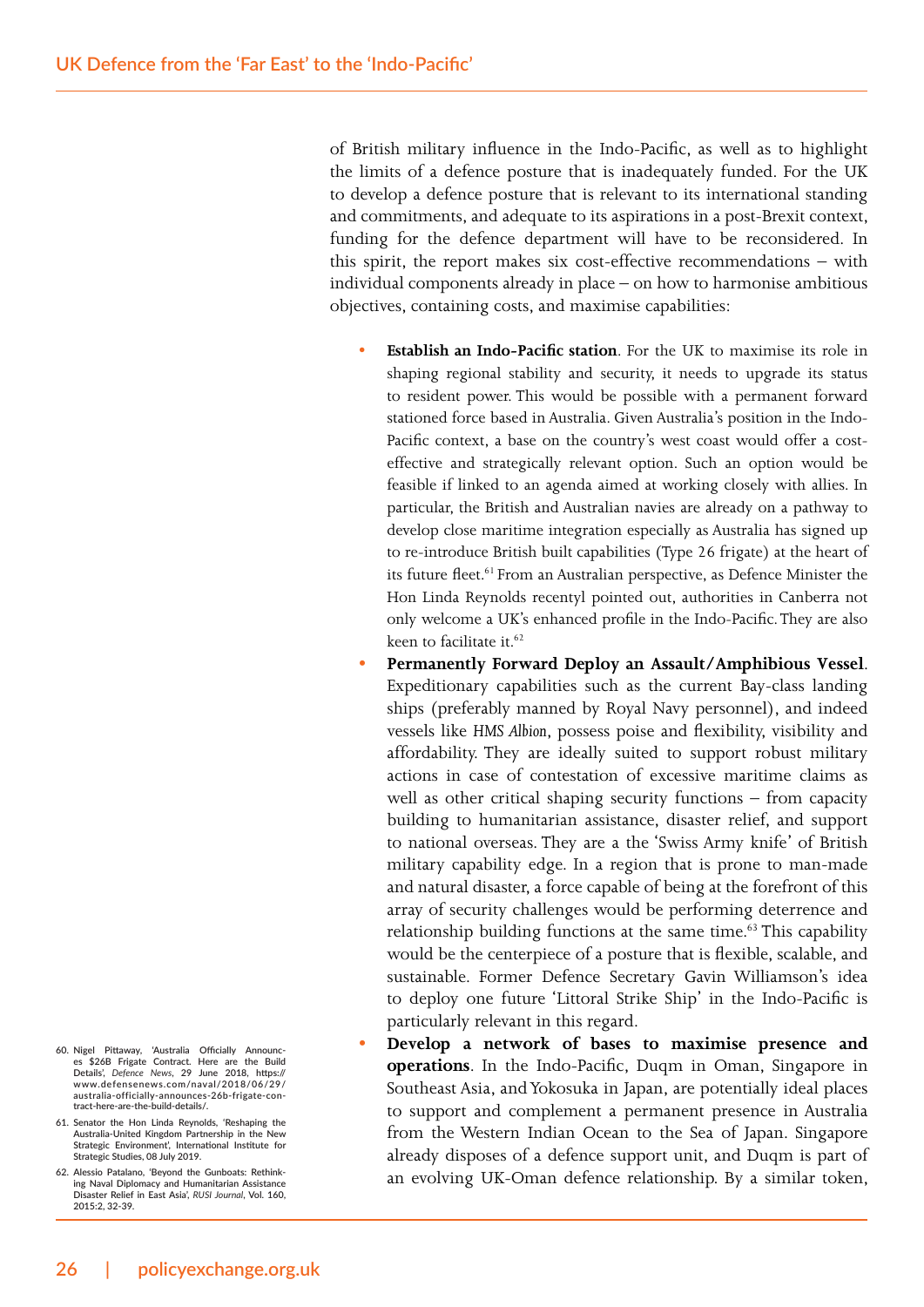of British military influence in the Indo-Pacific, as well as to highlight the limits of a defence posture that is inadequately funded. For the UK to develop a defence posture that is relevant to its international standing and commitments, and adequate to its aspirations in a post-Brexit context, funding for the defence department will have to be reconsidered. In this spirit, the report makes six cost-effective recommendations – with individual components already in place – on how to harmonise ambitious objectives, containing costs, and maximise capabilities:

- **Establish an Indo-Pacific station**. For the UK to maximise its role in shaping regional stability and security, it needs to upgrade its status to resident power. This would be possible with a permanent forward stationed force based in Australia. Given Australia's position in the Indo-Pacific context, a base on the country's west coast would offer a cost-effective and strategically relevant option. Such an option would be feasible if linked to an agenda aimed at working closely with allies. In particular, the British and Australian navies are already on a pathway to develop close maritime integration especially as Australia has signed up to re-introduce British built capabilities (Type 26 frigate) at the heart of its future fleet.[61] From an Australian perspective, as Defence Minister the Hon Linda Reynolds recentyl pointed out, authorities in Canberra not only welcome a UK's enhanced profile in the Indo-Pacific. They are also keen to facilitate it.[62]
- **Permanently Forward Deploy an Assault/Amphibious Vessel**. Expeditionary capabilities such as the current Bay-class landing ships (preferably manned by Royal Navy personnel), and indeed vessels like *HMS Albion*, possess poise and flexibility, visibility and affordability. They are ideally suited to support robust military actions in case of contestation of excessive maritime claims as well as other critical shaping security functions – from capacity building to humanitarian assistance, disaster relief, and support to national overseas. They are a the 'Swiss Army knife' of British military capability edge. In a region that is prone to man-made and natural disaster, a force capable of being at the forefront of this array of security challenges would be performing deterrence and relationship building functions at the same time.[63] This capability would be the centerpiece of a posture that is flexible, scalable, and sustainable. Former Defence Secretary Gavin Williamson's idea to deploy one future 'Littoral Strike Ship' in the Indo-Pacific is particularly relevant in this regard.
- **Develop a network of bases to maximise presence and operations**. In the Indo-Pacific, Duqm in Oman, Singapore in Southeast Asia, and Yokosuka in Japan, are potentially ideal places to support and complement a permanent presence in Australia from the Western Indian Ocean to the Sea of Japan. Singapore already disposes of a defence support unit, and Duqm is part of an evolving UK-Oman defence relationship. By a similar token,

60. Nigel Pittaway, 'Australia Officially Announces $26B Frigate Contract. Here are the Build Details', *Defence News*, 29 June 2018, https://www.defensenews.com/naval/2018/06/29/australia-officially-announces-26b-frigate-contract-here-are-the-build-details/.
61. Senator the Hon Linda Reynolds, 'Reshaping the Australia-United Kingdom Partnership in the New Strategic Environment', International Institute for Strategic Studies, 08 July 2019.
62. Alessio Patalano, 'Beyond the Gunboats: Rethinking Naval Diplomacy and Humanitarian Assistance Disaster Relief in East Asia', *RUSI Journal*, Vol. 160, 2015:2, 32-39.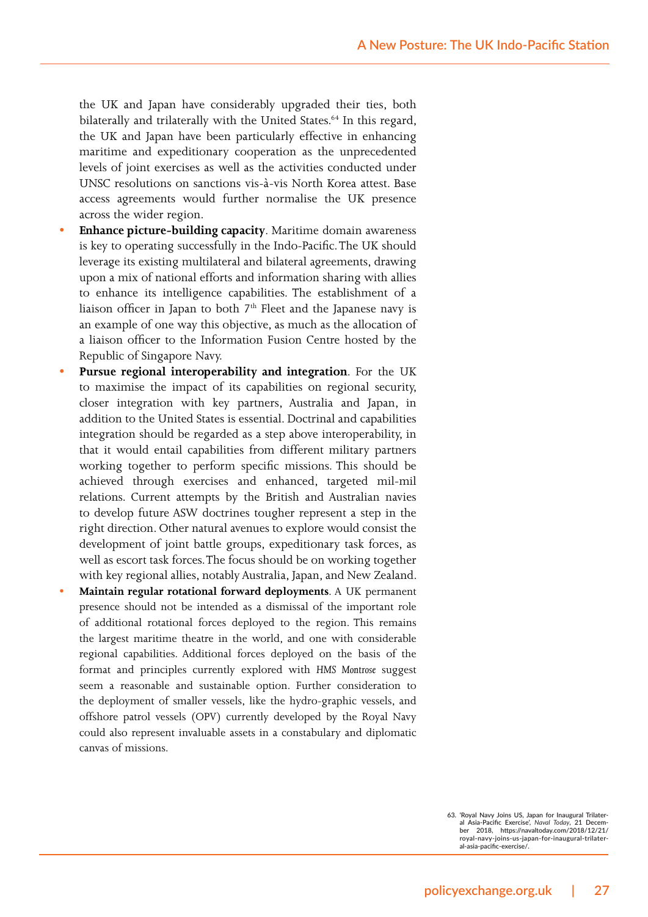the UK and Japan have considerably upgraded their ties, both bilaterally and trilaterally with the United States.[64] In this regard, the UK and Japan have been particularly effective in enhancing maritime and expeditionary cooperation as the unprecedented levels of joint exercises as well as the activities conducted under UNSC resolutions on sanctions vis-à-vis North Korea attest. Base access agreements would further normalise the UK presence across the wider region.

- **Enhance picture-building capacity**. Maritime domain awareness is key to operating successfully in the Indo-Pacific. The UK should leverage its existing multilateral and bilateral agreements, drawing upon a mix of national efforts and information sharing with allies to enhance its intelligence capabilities. The establishment of a liaison officer in Japan to both 7th Fleet and the Japanese navy is an example of one way this objective, as much as the allocation of a liaison officer to the Information Fusion Centre hosted by the Republic of Singapore Navy.
- **Pursue regional interoperability and integration**. For the UK to maximise the impact of its capabilities on regional security, closer integration with key partners, Australia and Japan, in addition to the United States is essential. Doctrinal and capabilities integration should be regarded as a step above interoperability, in that it would entail capabilities from different military partners working together to perform specific missions. This should be achieved through exercises and enhanced, targeted mil-mil relations. Current attempts by the British and Australian navies to develop future ASW doctrines tougher represent a step in the right direction. Other natural avenues to explore would consist the development of joint battle groups, expeditionary task forces, as well as escort task forces. The focus should be on working together with key regional allies, notably Australia, Japan, and New Zealand.
- **Maintain regular rotational forward deployments**. A UK permanent presence should not be intended as a dismissal of the important role of additional rotational forces deployed to the region. This remains the largest maritime theatre in the world, and one with considerable regional capabilities. Additional forces deployed on the basis of the format and principles currently explored with *HMS Montrose* suggest seem a reasonable and sustainable option. Further consideration to the deployment of smaller vessels, like the hydro-graphic vessels, and offshore patrol vessels (OPV) currently developed by the Royal Navy could also represent invaluable assets in a constabulary and diplomatic canvas of missions.

63. 'Royal Navy Joins US, Japan for Inaugural Trilateral Asia-Pacific Exercise', *Naval Today*, 21 December 2018, https://navaltoday.com/2018/12/21/royal-navy-joins-us-japan-for-inaugural-trilateral-asia-pacific-exercise/.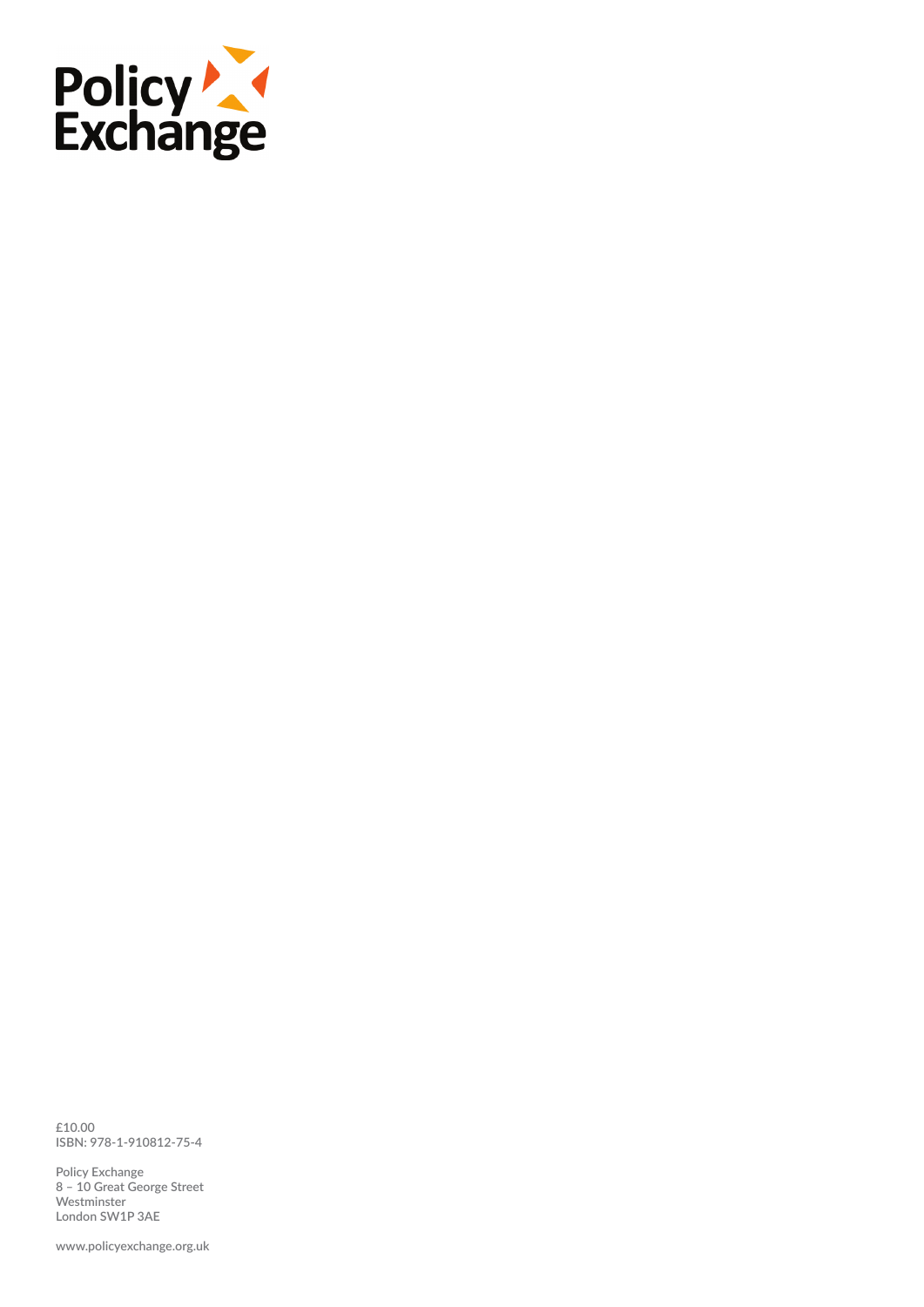Policy Exchange

£10.00
ISBN: 978-1-910812-75-4

Policy Exchange
8 – 10 Great George Street
Westminster
London SW1P 3AE

www.policyexchange.org.uk